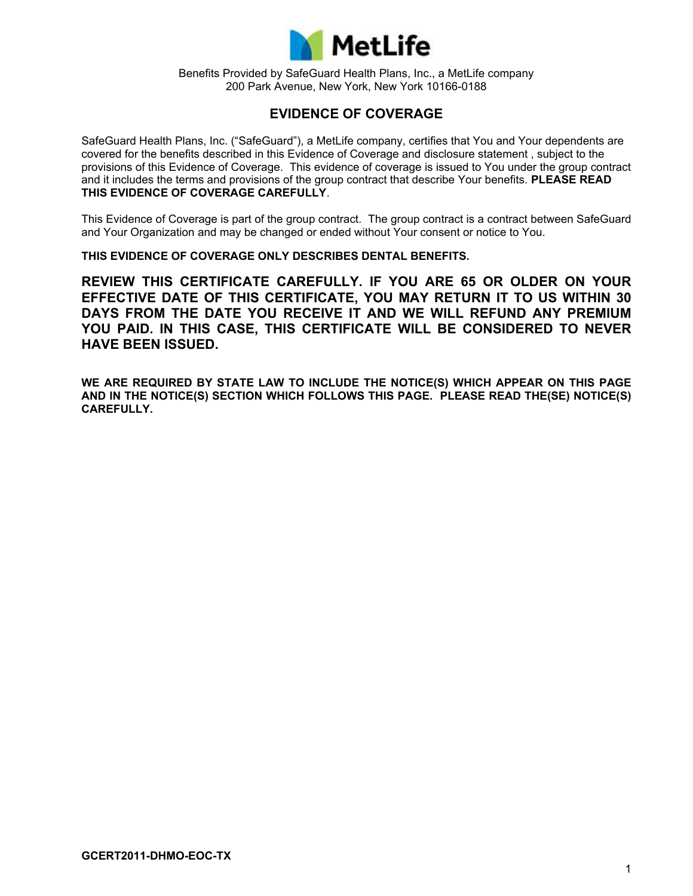MetLife

Benefits Provided by SafeGuard Health Plans, Inc., a MetLife company
200 Park Avenue, New York, New York 10166-0188

# EVIDENCE OF COVERAGE

SafeGuard Health Plans, Inc. ("SafeGuard"), a MetLife company, certifies that You and Your dependents are covered for the benefits described in this Evidence of Coverage and disclosure statement , subject to the provisions of this Evidence of Coverage. This evidence of coverage is issued to You under the group contract and it includes the terms and provisions of the group contract that describe Your benefits. **PLEASE READ THIS EVIDENCE OF COVERAGE CAREFULLY**.

This Evidence of Coverage is part of the group contract. The group contract is a contract between SafeGuard and Your Organization and may be changed or ended without Your consent or notice to You.

**THIS EVIDENCE OF COVERAGE ONLY DESCRIBES DENTAL BENEFITS.**

**REVIEW THIS CERTIFICATE CAREFULLY. IF YOU ARE 65 OR OLDER ON YOUR EFFECTIVE DATE OF THIS CERTIFICATE, YOU MAY RETURN IT TO US WITHIN 30 DAYS FROM THE DATE YOU RECEIVE IT AND WE WILL REFUND ANY PREMIUM YOU PAID. IN THIS CASE, THIS CERTIFICATE WILL BE CONSIDERED TO NEVER HAVE BEEN ISSUED.**

**WE ARE REQUIRED BY STATE LAW TO INCLUDE THE NOTICE(S) WHICH APPEAR ON THIS PAGE AND IN THE NOTICE(S) SECTION WHICH FOLLOWS THIS PAGE. PLEASE READ THE(SE) NOTICE(S) CAREFULLY.**

**GCERT2011-DHMO-EOC-TX**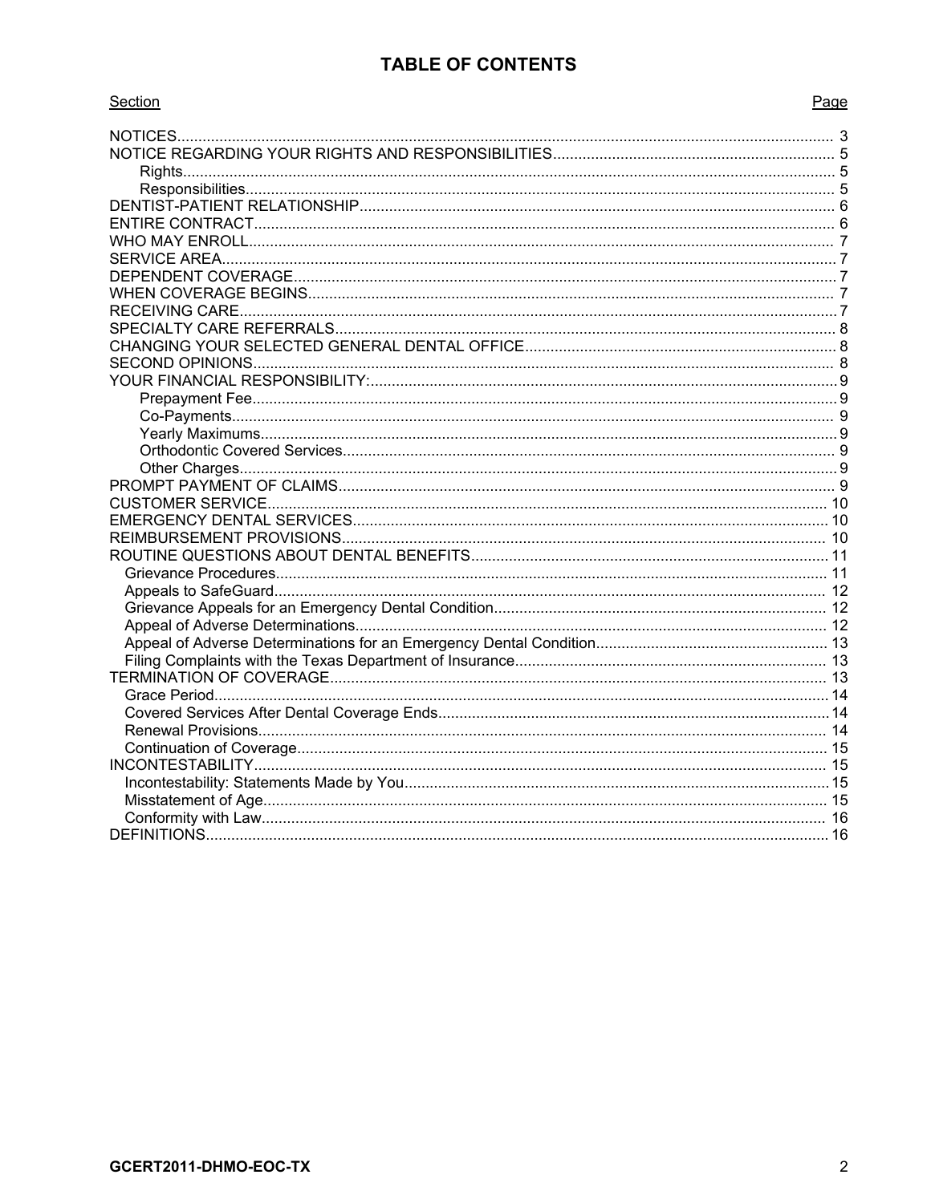# TABLE OF CONTENTS

| Section | Page |
|---|---|
| NOTICES | 3 |
| NOTICE REGARDING YOUR RIGHTS AND RESPONSIBILITIES | 5 |
| Rights | 5 |
| Responsibilities | 5 |
| DENTIST-PATIENT RELATIONSHIP | 6 |
| ENTIRE CONTRACT | 6 |
| WHO MAY ENROLL | 7 |
| SERVICE AREA | 7 |
| DEPENDENT COVERAGE | 7 |
| WHEN COVERAGE BEGINS | 7 |
| RECEIVING CARE | 7 |
| SPECIALTY CARE REFERRALS | 8 |
| CHANGING YOUR SELECTED GENERAL DENTAL OFFICE | 8 |
| SECOND OPINIONS | 8 |
| YOUR FINANCIAL RESPONSIBILITY: | 9 |
| Prepayment Fee | 9 |
| Co-Payments | 9 |
| Yearly Maximums | 9 |
| Orthodontic Covered Services | 9 |
| Other Charges | 9 |
| PROMPT PAYMENT OF CLAIMS | 9 |
| CUSTOMER SERVICE | 10 |
| EMERGENCY DENTAL SERVICES | 10 |
| REIMBURSEMENT PROVISIONS | 10 |
| ROUTINE QUESTIONS ABOUT DENTAL BENEFITS | 11 |
| Grievance Procedures | 11 |
| Appeals to SafeGuard | 12 |
| Grievance Appeals for an Emergency Dental Condition | 12 |
| Appeal of Adverse Determinations | 12 |
| Appeal of Adverse Determinations for an Emergency Dental Condition | 13 |
| Filing Complaints with the Texas Department of Insurance | 13 |
| TERMINATION OF COVERAGE | 13 |
| Grace Period | 14 |
| Covered Services After Dental Coverage Ends | 14 |
| Renewal Provisions | 14 |
| Continuation of Coverage | 15 |
| INCONTESTABILITY | 15 |
| Incontestability: Statements Made by You | 15 |
| Misstatement of Age | 15 |
| Conformity with Law | 16 |
| DEFINITIONS | 16 |

GCERT2011-DHMO-EOC-TX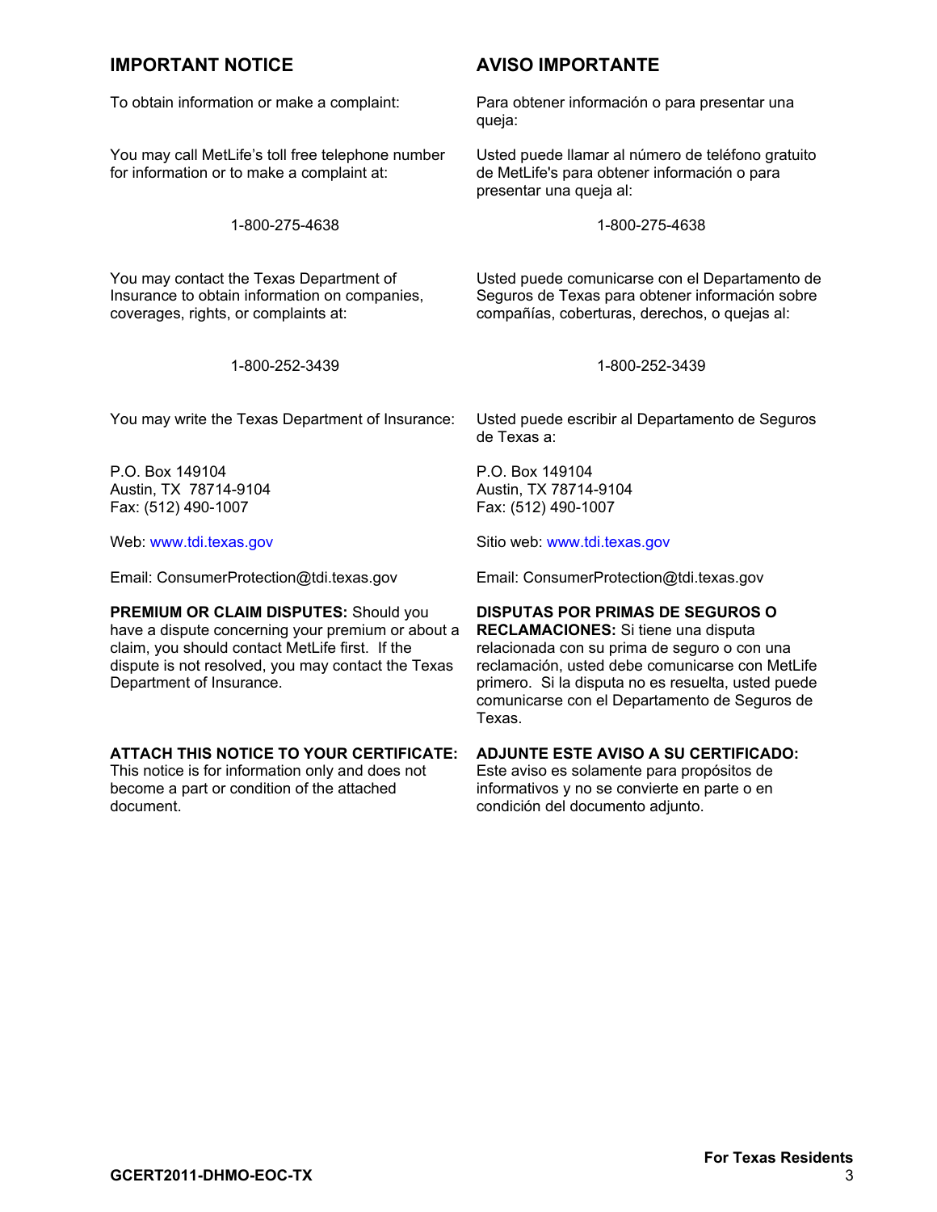## IMPORTANT NOTICE

To obtain information or make a complaint:

You may call MetLife's toll free telephone number for information or to make a complaint at:

1-800-275-4638

You may contact the Texas Department of Insurance to obtain information on companies, coverages, rights, or complaints at:

1-800-252-3439

You may write the Texas Department of Insurance:

P.O. Box 149104
Austin, TX 78714-9104
Fax: (512) 490-1007

Web: www.tdi.texas.gov

Email: ConsumerProtection@tdi.texas.gov

**PREMIUM OR CLAIM DISPUTES:** Should you have a dispute concerning your premium or about a claim, you should contact MetLife first. If the dispute is not resolved, you may contact the Texas Department of Insurance.

**ATTACH THIS NOTICE TO YOUR CERTIFICATE:** This notice is for information only and does not become a part or condition of the attached document.

## AVISO IMPORTANTE

Para obtener información o para presentar una queja:

Usted puede llamar al número de teléfono gratuito de MetLife's para obtener información o para presentar una queja al:

1-800-275-4638

Usted puede comunicarse con el Departamento de Seguros de Texas para obtener información sobre compañías, coberturas, derechos, o quejas al:

1-800-252-3439

Usted puede escribir al Departamento de Seguros de Texas a:

P.O. Box 149104
Austin, TX 78714-9104
Fax: (512) 490-1007

Sitio web: www.tdi.texas.gov

Email: ConsumerProtection@tdi.texas.gov

**DISPUTAS POR PRIMAS DE SEGUROS O RECLAMACIONES:** Si tiene una disputa relacionada con su prima de seguro o con una reclamación, usted debe comunicarse con MetLife primero. Si la disputa no es resuelta, usted puede comunicarse con el Departamento de Seguros de Texas.

**ADJUNTE ESTE AVISO A SU CERTIFICADO:** Este aviso es solamente para propósitos de informativos y no se convierte en parte o en condición del documento adjunto.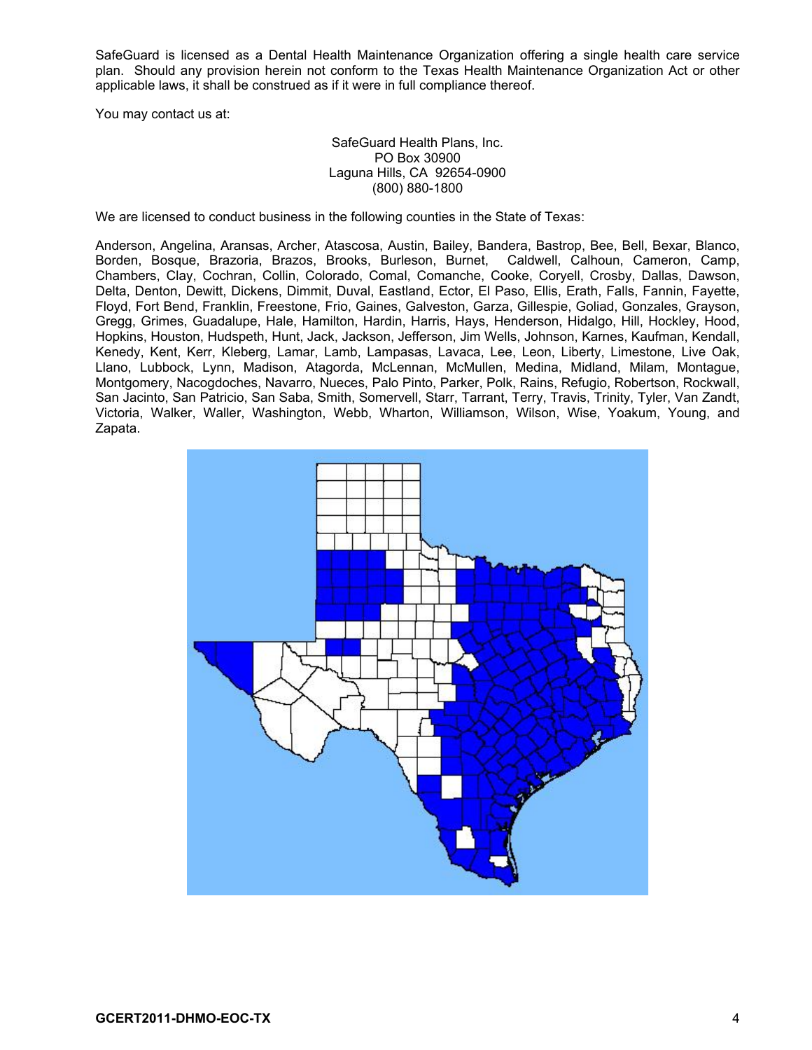SafeGuard is licensed as a Dental Health Maintenance Organization offering a single health care service plan. Should any provision herein not conform to the Texas Health Maintenance Organization Act or other applicable laws, it shall be construed as if it were in full compliance thereof.

You may contact us at:

SafeGuard Health Plans, Inc.
PO Box 30900
Laguna Hills, CA 92654-0900
(800) 880-1800

We are licensed to conduct business in the following counties in the State of Texas:

Anderson, Angelina, Aransas, Archer, Atascosa, Austin, Bailey, Bandera, Bastrop, Bee, Bell, Bexar, Blanco, Borden, Bosque, Brazoria, Brazos, Brooks, Burleson, Burnet, Caldwell, Calhoun, Cameron, Camp, Chambers, Clay, Cochran, Collin, Colorado, Comal, Comanche, Cooke, Coryell, Crosby, Dallas, Dawson, Delta, Denton, Dewitt, Dickens, Dimmit, Duval, Eastland, Ector, El Paso, Ellis, Erath, Falls, Fannin, Fayette, Floyd, Fort Bend, Franklin, Freestone, Frio, Gaines, Galveston, Garza, Gillespie, Goliad, Gonzales, Grayson, Gregg, Grimes, Guadalupe, Hale, Hamilton, Hardin, Harris, Hays, Henderson, Hidalgo, Hill, Hockley, Hood, Hopkins, Houston, Hudspeth, Hunt, Jack, Jackson, Jefferson, Jim Wells, Johnson, Karnes, Kaufman, Kendall, Kenedy, Kent, Kerr, Kleberg, Lamar, Lamb, Lampasas, Lavaca, Lee, Leon, Liberty, Limestone, Live Oak, Llano, Lubbock, Lynn, Madison, Atagorda, McLennan, McMullen, Medina, Midland, Milam, Montague, Montgomery, Nacogdoches, Navarro, Nueces, Palo Pinto, Parker, Polk, Rains, Refugio, Robertson, Rockwall, San Jacinto, San Patricio, San Saba, Smith, Somervell, Starr, Tarrant, Terry, Travis, Trinity, Tyler, Van Zandt, Victoria, Walker, Waller, Washington, Webb, Wharton, Williamson, Wilson, Wise, Yoakum, Young, and Zapata.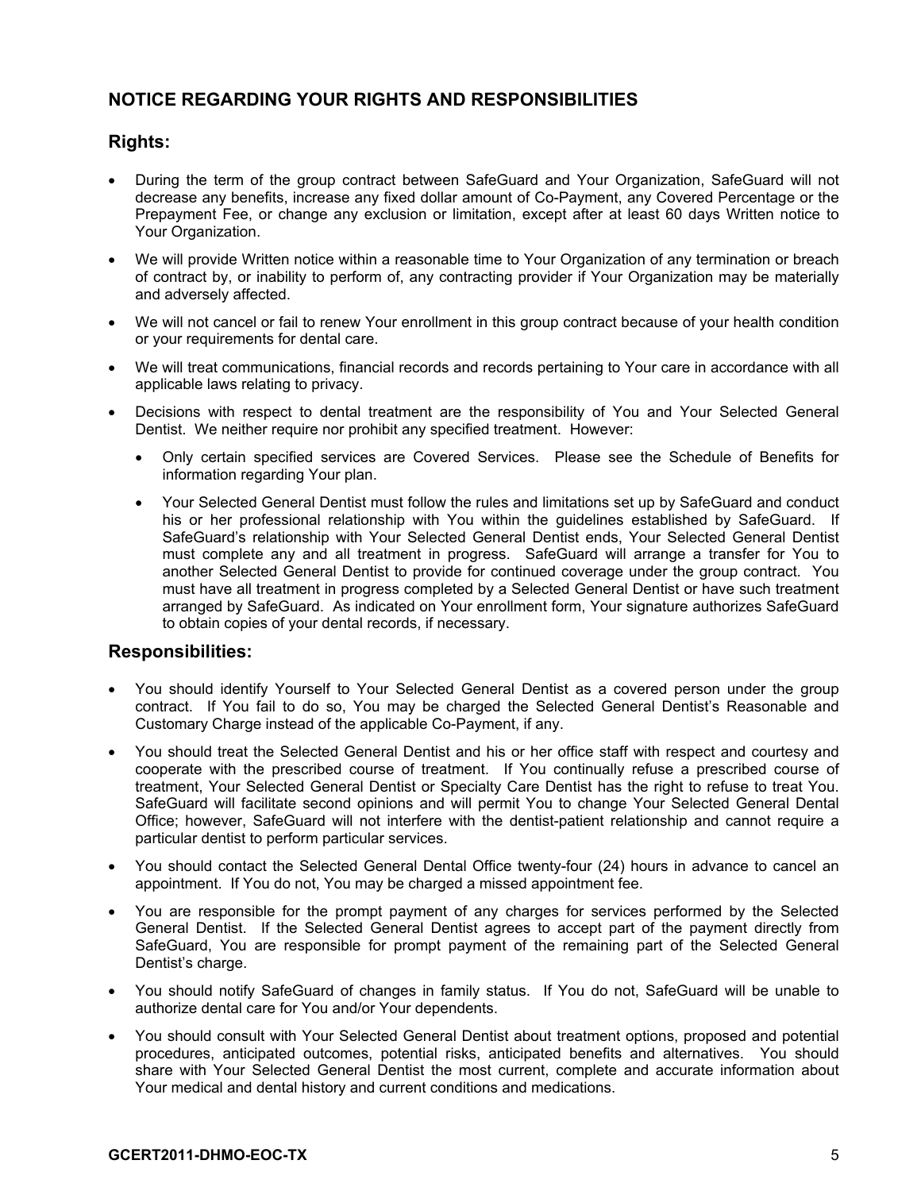## NOTICE REGARDING YOUR RIGHTS AND RESPONSIBILITIES

### Rights:

- During the term of the group contract between SafeGuard and Your Organization, SafeGuard will not decrease any benefits, increase any fixed dollar amount of Co-Payment, any Covered Percentage or the Prepayment Fee, or change any exclusion or limitation, except after at least 60 days Written notice to Your Organization.
- We will provide Written notice within a reasonable time to Your Organization of any termination or breach of contract by, or inability to perform of, any contracting provider if Your Organization may be materially and adversely affected.
- We will not cancel or fail to renew Your enrollment in this group contract because of your health condition or your requirements for dental care.
- We will treat communications, financial records and records pertaining to Your care in accordance with all applicable laws relating to privacy.
- Decisions with respect to dental treatment are the responsibility of You and Your Selected General Dentist. We neither require nor prohibit any specified treatment. However:
  - Only certain specified services are Covered Services. Please see the Schedule of Benefits for information regarding Your plan.
  - Your Selected General Dentist must follow the rules and limitations set up by SafeGuard and conduct his or her professional relationship with You within the guidelines established by SafeGuard. If SafeGuard's relationship with Your Selected General Dentist ends, Your Selected General Dentist must complete any and all treatment in progress. SafeGuard will arrange a transfer for You to another Selected General Dentist to provide for continued coverage under the group contract. You must have all treatment in progress completed by a Selected General Dentist or have such treatment arranged by SafeGuard. As indicated on Your enrollment form, Your signature authorizes SafeGuard to obtain copies of your dental records, if necessary.

### Responsibilities:

- You should identify Yourself to Your Selected General Dentist as a covered person under the group contract. If You fail to do so, You may be charged the Selected General Dentist's Reasonable and Customary Charge instead of the applicable Co-Payment, if any.
- You should treat the Selected General Dentist and his or her office staff with respect and courtesy and cooperate with the prescribed course of treatment. If You continually refuse a prescribed course of treatment, Your Selected General Dentist or Specialty Care Dentist has the right to refuse to treat You. SafeGuard will facilitate second opinions and will permit You to change Your Selected General Dental Office; however, SafeGuard will not interfere with the dentist-patient relationship and cannot require a particular dentist to perform particular services.
- You should contact the Selected General Dental Office twenty-four (24) hours in advance to cancel an appointment. If You do not, You may be charged a missed appointment fee.
- You are responsible for the prompt payment of any charges for services performed by the Selected General Dentist. If the Selected General Dentist agrees to accept part of the payment directly from SafeGuard, You are responsible for prompt payment of the remaining part of the Selected General Dentist's charge.
- You should notify SafeGuard of changes in family status. If You do not, SafeGuard will be unable to authorize dental care for You and/or Your dependents.
- You should consult with Your Selected General Dentist about treatment options, proposed and potential procedures, anticipated outcomes, potential risks, anticipated benefits and alternatives. You should share with Your Selected General Dentist the most current, complete and accurate information about Your medical and dental history and current conditions and medications.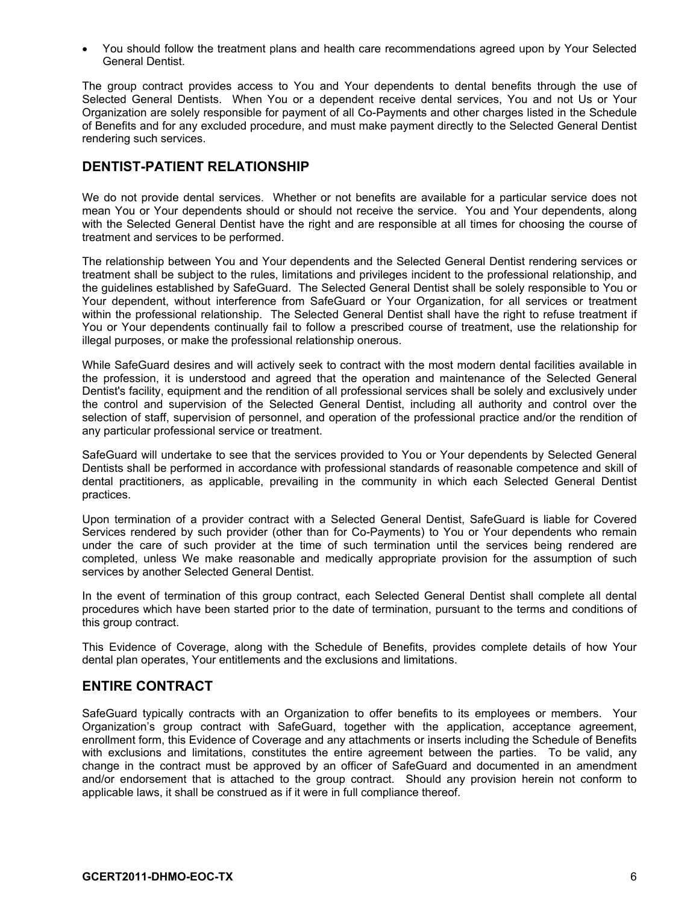- You should follow the treatment plans and health care recommendations agreed upon by Your Selected General Dentist.

The group contract provides access to You and Your dependents to dental benefits through the use of Selected General Dentists. When You or a dependent receive dental services, You and not Us or Your Organization are solely responsible for payment of all Co-Payments and other charges listed in the Schedule of Benefits and for any excluded procedure, and must make payment directly to the Selected General Dentist rendering such services.

## DENTIST-PATIENT RELATIONSHIP

We do not provide dental services. Whether or not benefits are available for a particular service does not mean You or Your dependents should or should not receive the service. You and Your dependents, along with the Selected General Dentist have the right and are responsible at all times for choosing the course of treatment and services to be performed.

The relationship between You and Your dependents and the Selected General Dentist rendering services or treatment shall be subject to the rules, limitations and privileges incident to the professional relationship, and the guidelines established by SafeGuard. The Selected General Dentist shall be solely responsible to You or Your dependent, without interference from SafeGuard or Your Organization, for all services or treatment within the professional relationship. The Selected General Dentist shall have the right to refuse treatment if You or Your dependents continually fail to follow a prescribed course of treatment, use the relationship for illegal purposes, or make the professional relationship onerous.

While SafeGuard desires and will actively seek to contract with the most modern dental facilities available in the profession, it is understood and agreed that the operation and maintenance of the Selected General Dentist's facility, equipment and the rendition of all professional services shall be solely and exclusively under the control and supervision of the Selected General Dentist, including all authority and control over the selection of staff, supervision of personnel, and operation of the professional practice and/or the rendition of any particular professional service or treatment.

SafeGuard will undertake to see that the services provided to You or Your dependents by Selected General Dentists shall be performed in accordance with professional standards of reasonable competence and skill of dental practitioners, as applicable, prevailing in the community in which each Selected General Dentist practices.

Upon termination of a provider contract with a Selected General Dentist, SafeGuard is liable for Covered Services rendered by such provider (other than for Co-Payments) to You or Your dependents who remain under the care of such provider at the time of such termination until the services being rendered are completed, unless We make reasonable and medically appropriate provision for the assumption of such services by another Selected General Dentist.

In the event of termination of this group contract, each Selected General Dentist shall complete all dental procedures which have been started prior to the date of termination, pursuant to the terms and conditions of this group contract.

This Evidence of Coverage, along with the Schedule of Benefits, provides complete details of how Your dental plan operates, Your entitlements and the exclusions and limitations.

## ENTIRE CONTRACT

SafeGuard typically contracts with an Organization to offer benefits to its employees or members. Your Organization's group contract with SafeGuard, together with the application, acceptance agreement, enrollment form, this Evidence of Coverage and any attachments or inserts including the Schedule of Benefits with exclusions and limitations, constitutes the entire agreement between the parties. To be valid, any change in the contract must be approved by an officer of SafeGuard and documented in an amendment and/or endorsement that is attached to the group contract. Should any provision herein not conform to applicable laws, it shall be construed as if it were in full compliance thereof.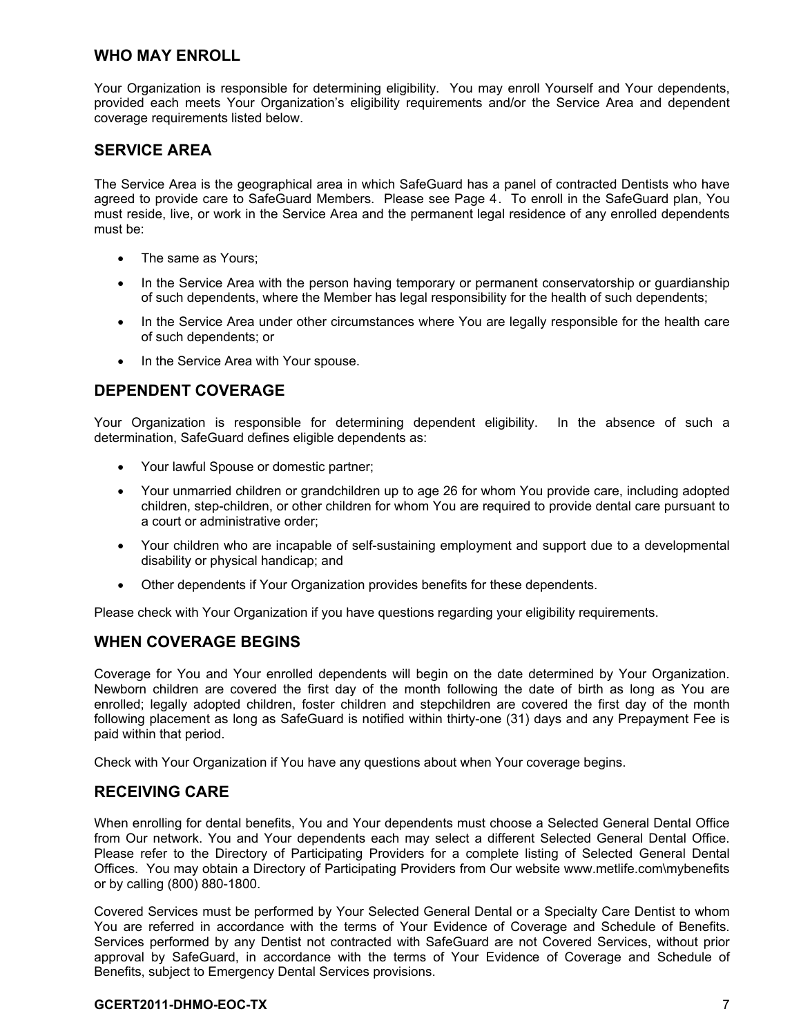## WHO MAY ENROLL

Your Organization is responsible for determining eligibility. You may enroll Yourself and Your dependents, provided each meets Your Organization's eligibility requirements and/or the Service Area and dependent coverage requirements listed below.

## SERVICE AREA

The Service Area is the geographical area in which SafeGuard has a panel of contracted Dentists who have agreed to provide care to SafeGuard Members. Please see Page 4. To enroll in the SafeGuard plan, You must reside, live, or work in the Service Area and the permanent legal residence of any enrolled dependents must be:

- The same as Yours;
- In the Service Area with the person having temporary or permanent conservatorship or guardianship of such dependents, where the Member has legal responsibility for the health of such dependents;
- In the Service Area under other circumstances where You are legally responsible for the health care of such dependents; or
- In the Service Area with Your spouse.

## DEPENDENT COVERAGE

Your Organization is responsible for determining dependent eligibility. In the absence of such a determination, SafeGuard defines eligible dependents as:

- Your lawful Spouse or domestic partner;
- Your unmarried children or grandchildren up to age 26 for whom You provide care, including adopted children, step-children, or other children for whom You are required to provide dental care pursuant to a court or administrative order;
- Your children who are incapable of self-sustaining employment and support due to a developmental disability or physical handicap; and
- Other dependents if Your Organization provides benefits for these dependents.

Please check with Your Organization if you have questions regarding your eligibility requirements.

## WHEN COVERAGE BEGINS

Coverage for You and Your enrolled dependents will begin on the date determined by Your Organization. Newborn children are covered the first day of the month following the date of birth as long as You are enrolled; legally adopted children, foster children and stepchildren are covered the first day of the month following placement as long as SafeGuard is notified within thirty-one (31) days and any Prepayment Fee is paid within that period.

Check with Your Organization if You have any questions about when Your coverage begins.

## RECEIVING CARE

When enrolling for dental benefits, You and Your dependents must choose a Selected General Dental Office from Our network. You and Your dependents each may select a different Selected General Dental Office. Please refer to the Directory of Participating Providers for a complete listing of Selected General Dental Offices. You may obtain a Directory of Participating Providers from Our website www.metlife.com\mybenefits or by calling (800) 880-1800.

Covered Services must be performed by Your Selected General Dental or a Specialty Care Dentist to whom You are referred in accordance with the terms of Your Evidence of Coverage and Schedule of Benefits. Services performed by any Dentist not contracted with SafeGuard are not Covered Services, without prior approval by SafeGuard, in accordance with the terms of Your Evidence of Coverage and Schedule of Benefits, subject to Emergency Dental Services provisions.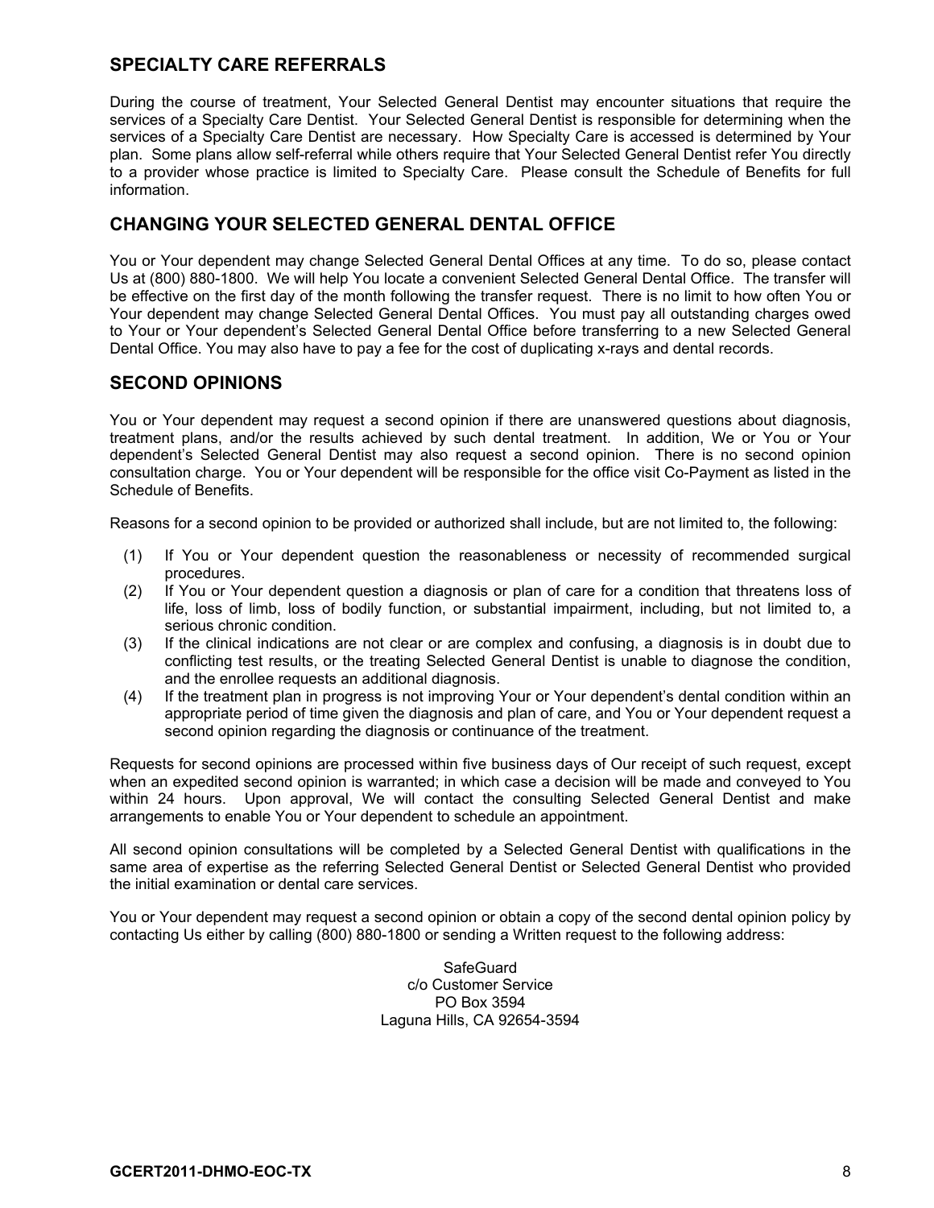## SPECIALTY CARE REFERRALS

During the course of treatment, Your Selected General Dentist may encounter situations that require the services of a Specialty Care Dentist. Your Selected General Dentist is responsible for determining when the services of a Specialty Care Dentist are necessary. How Specialty Care is accessed is determined by Your plan. Some plans allow self-referral while others require that Your Selected General Dentist refer You directly to a provider whose practice is limited to Specialty Care. Please consult the Schedule of Benefits for full information.

## CHANGING YOUR SELECTED GENERAL DENTAL OFFICE

You or Your dependent may change Selected General Dental Offices at any time. To do so, please contact Us at (800) 880-1800. We will help You locate a convenient Selected General Dental Office. The transfer will be effective on the first day of the month following the transfer request. There is no limit to how often You or Your dependent may change Selected General Dental Offices. You must pay all outstanding charges owed to Your or Your dependent's Selected General Dental Office before transferring to a new Selected General Dental Office. You may also have to pay a fee for the cost of duplicating x-rays and dental records.

## SECOND OPINIONS

You or Your dependent may request a second opinion if there are unanswered questions about diagnosis, treatment plans, and/or the results achieved by such dental treatment. In addition, We or You or Your dependent's Selected General Dentist may also request a second opinion. There is no second opinion consultation charge. You or Your dependent will be responsible for the office visit Co-Payment as listed in the Schedule of Benefits.

Reasons for a second opinion to be provided or authorized shall include, but are not limited to, the following:

(1) If You or Your dependent question the reasonableness or necessity of recommended surgical procedures.
(2) If You or Your dependent question a diagnosis or plan of care for a condition that threatens loss of life, loss of limb, loss of bodily function, or substantial impairment, including, but not limited to, a serious chronic condition.
(3) If the clinical indications are not clear or are complex and confusing, a diagnosis is in doubt due to conflicting test results, or the treating Selected General Dentist is unable to diagnose the condition, and the enrollee requests an additional diagnosis.
(4) If the treatment plan in progress is not improving Your or Your dependent's dental condition within an appropriate period of time given the diagnosis and plan of care, and You or Your dependent request a second opinion regarding the diagnosis or continuance of the treatment.

Requests for second opinions are processed within five business days of Our receipt of such request, except when an expedited second opinion is warranted; in which case a decision will be made and conveyed to You within 24 hours. Upon approval, We will contact the consulting Selected General Dentist and make arrangements to enable You or Your dependent to schedule an appointment.

All second opinion consultations will be completed by a Selected General Dentist with qualifications in the same area of expertise as the referring Selected General Dentist or Selected General Dentist who provided the initial examination or dental care services.

You or Your dependent may request a second opinion or obtain a copy of the second dental opinion policy by contacting Us either by calling (800) 880-1800 or sending a Written request to the following address:

SafeGuard
c/o Customer Service
PO Box 3594
Laguna Hills, CA 92654-3594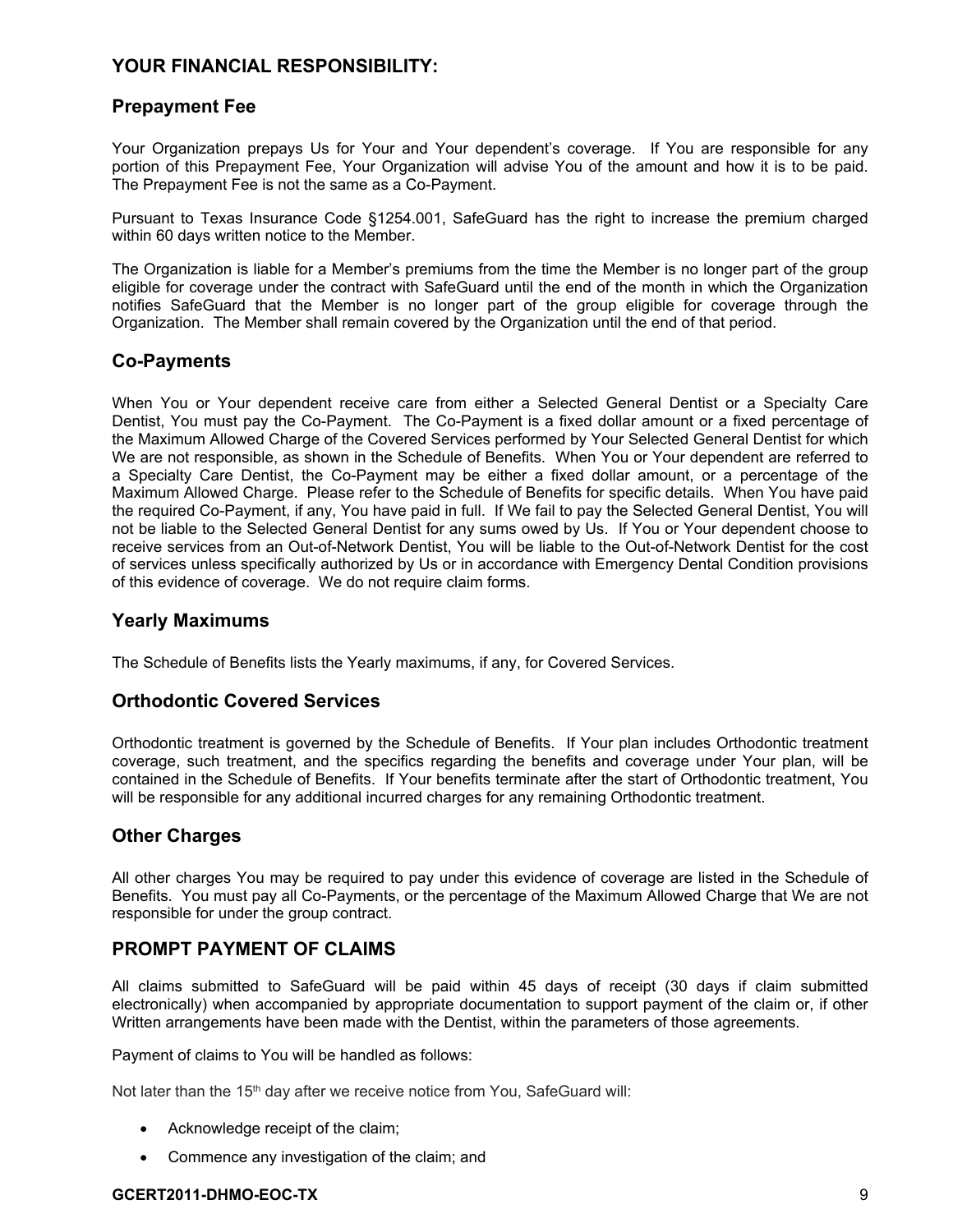## YOUR FINANCIAL RESPONSIBILITY:

### Prepayment Fee

Your Organization prepays Us for Your and Your dependent's coverage. If You are responsible for any portion of this Prepayment Fee, Your Organization will advise You of the amount and how it is to be paid. The Prepayment Fee is not the same as a Co-Payment.

Pursuant to Texas Insurance Code §1254.001, SafeGuard has the right to increase the premium charged within 60 days written notice to the Member.

The Organization is liable for a Member's premiums from the time the Member is no longer part of the group eligible for coverage under the contract with SafeGuard until the end of the month in which the Organization notifies SafeGuard that the Member is no longer part of the group eligible for coverage through the Organization. The Member shall remain covered by the Organization until the end of that period.

### Co-Payments

When You or Your dependent receive care from either a Selected General Dentist or a Specialty Care Dentist, You must pay the Co-Payment. The Co-Payment is a fixed dollar amount or a fixed percentage of the Maximum Allowed Charge of the Covered Services performed by Your Selected General Dentist for which We are not responsible, as shown in the Schedule of Benefits. When You or Your dependent are referred to a Specialty Care Dentist, the Co-Payment may be either a fixed dollar amount, or a percentage of the Maximum Allowed Charge. Please refer to the Schedule of Benefits for specific details. When You have paid the required Co-Payment, if any, You have paid in full. If We fail to pay the Selected General Dentist, You will not be liable to the Selected General Dentist for any sums owed by Us. If You or Your dependent choose to receive services from an Out-of-Network Dentist, You will be liable to the Out-of-Network Dentist for the cost of services unless specifically authorized by Us or in accordance with Emergency Dental Condition provisions of this evidence of coverage. We do not require claim forms.

### Yearly Maximums

The Schedule of Benefits lists the Yearly maximums, if any, for Covered Services.

### Orthodontic Covered Services

Orthodontic treatment is governed by the Schedule of Benefits. If Your plan includes Orthodontic treatment coverage, such treatment, and the specifics regarding the benefits and coverage under Your plan, will be contained in the Schedule of Benefits. If Your benefits terminate after the start of Orthodontic treatment, You will be responsible for any additional incurred charges for any remaining Orthodontic treatment.

### Other Charges

All other charges You may be required to pay under this evidence of coverage are listed in the Schedule of Benefits. You must pay all Co-Payments, or the percentage of the Maximum Allowed Charge that We are not responsible for under the group contract.

## PROMPT PAYMENT OF CLAIMS

All claims submitted to SafeGuard will be paid within 45 days of receipt (30 days if claim submitted electronically) when accompanied by appropriate documentation to support payment of the claim or, if other Written arrangements have been made with the Dentist, within the parameters of those agreements.

Payment of claims to You will be handled as follows:

Not later than the 15th day after we receive notice from You, SafeGuard will:

- Acknowledge receipt of the claim;
- Commence any investigation of the claim; and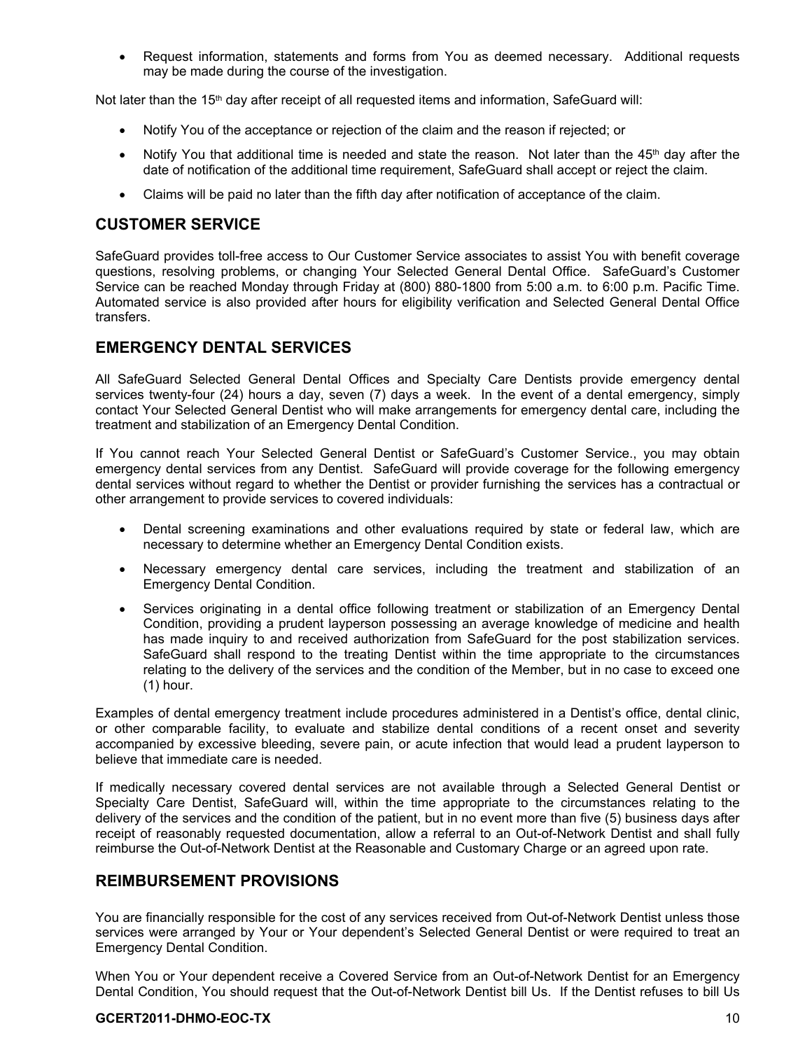- Request information, statements and forms from You as deemed necessary. Additional requests may be made during the course of the investigation.

Not later than the 15th day after receipt of all requested items and information, SafeGuard will:

- Notify You of the acceptance or rejection of the claim and the reason if rejected; or
- Notify You that additional time is needed and state the reason. Not later than the 45th day after the date of notification of the additional time requirement, SafeGuard shall accept or reject the claim.
- Claims will be paid no later than the fifth day after notification of acceptance of the claim.

## CUSTOMER SERVICE

SafeGuard provides toll-free access to Our Customer Service associates to assist You with benefit coverage questions, resolving problems, or changing Your Selected General Dental Office. SafeGuard's Customer Service can be reached Monday through Friday at (800) 880-1800 from 5:00 a.m. to 6:00 p.m. Pacific Time. Automated service is also provided after hours for eligibility verification and Selected General Dental Office transfers.

## EMERGENCY DENTAL SERVICES

All SafeGuard Selected General Dental Offices and Specialty Care Dentists provide emergency dental services twenty-four (24) hours a day, seven (7) days a week. In the event of a dental emergency, simply contact Your Selected General Dentist who will make arrangements for emergency dental care, including the treatment and stabilization of an Emergency Dental Condition.

If You cannot reach Your Selected General Dentist or SafeGuard's Customer Service., you may obtain emergency dental services from any Dentist. SafeGuard will provide coverage for the following emergency dental services without regard to whether the Dentist or provider furnishing the services has a contractual or other arrangement to provide services to covered individuals:

- Dental screening examinations and other evaluations required by state or federal law, which are necessary to determine whether an Emergency Dental Condition exists.
- Necessary emergency dental care services, including the treatment and stabilization of an Emergency Dental Condition.
- Services originating in a dental office following treatment or stabilization of an Emergency Dental Condition, providing a prudent layperson possessing an average knowledge of medicine and health has made inquiry to and received authorization from SafeGuard for the post stabilization services. SafeGuard shall respond to the treating Dentist within the time appropriate to the circumstances relating to the delivery of the services and the condition of the Member, but in no case to exceed one (1) hour.

Examples of dental emergency treatment include procedures administered in a Dentist's office, dental clinic, or other comparable facility, to evaluate and stabilize dental conditions of a recent onset and severity accompanied by excessive bleeding, severe pain, or acute infection that would lead a prudent layperson to believe that immediate care is needed.

If medically necessary covered dental services are not available through a Selected General Dentist or Specialty Care Dentist, SafeGuard will, within the time appropriate to the circumstances relating to the delivery of the services and the condition of the patient, but in no event more than five (5) business days after receipt of reasonably requested documentation, allow a referral to an Out-of-Network Dentist and shall fully reimburse the Out-of-Network Dentist at the Reasonable and Customary Charge or an agreed upon rate.

## REIMBURSEMENT PROVISIONS

You are financially responsible for the cost of any services received from Out-of-Network Dentist unless those services were arranged by Your or Your dependent's Selected General Dentist or were required to treat an Emergency Dental Condition.

When You or Your dependent receive a Covered Service from an Out-of-Network Dentist for an Emergency Dental Condition, You should request that the Out-of-Network Dentist bill Us. If the Dentist refuses to bill Us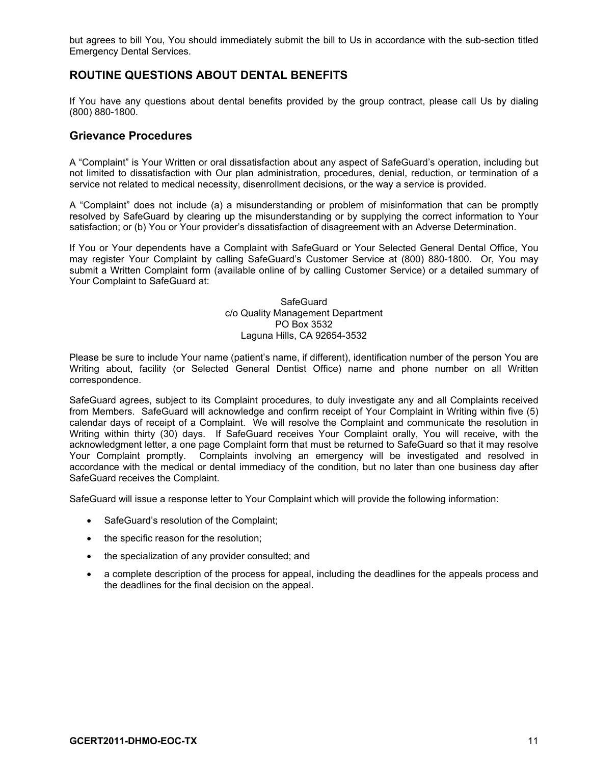but agrees to bill You, You should immediately submit the bill to Us in accordance with the sub-section titled Emergency Dental Services.

## ROUTINE QUESTIONS ABOUT DENTAL BENEFITS

If You have any questions about dental benefits provided by the group contract, please call Us by dialing (800) 880-1800.

### Grievance Procedures

A "Complaint" is Your Written or oral dissatisfaction about any aspect of SafeGuard's operation, including but not limited to dissatisfaction with Our plan administration, procedures, denial, reduction, or termination of a service not related to medical necessity, disenrollment decisions, or the way a service is provided.

A "Complaint" does not include (a) a misunderstanding or problem of misinformation that can be promptly resolved by SafeGuard by clearing up the misunderstanding or by supplying the correct information to Your satisfaction; or (b) You or Your provider's dissatisfaction of disagreement with an Adverse Determination.

If You or Your dependents have a Complaint with SafeGuard or Your Selected General Dental Office, You may register Your Complaint by calling SafeGuard's Customer Service at (800) 880-1800. Or, You may submit a Written Complaint form (available online of by calling Customer Service) or a detailed summary of Your Complaint to SafeGuard at:

SafeGuard
c/o Quality Management Department
PO Box 3532
Laguna Hills, CA 92654-3532

Please be sure to include Your name (patient's name, if different), identification number of the person You are Writing about, facility (or Selected General Dentist Office) name and phone number on all Written correspondence.

SafeGuard agrees, subject to its Complaint procedures, to duly investigate any and all Complaints received from Members. SafeGuard will acknowledge and confirm receipt of Your Complaint in Writing within five (5) calendar days of receipt of a Complaint. We will resolve the Complaint and communicate the resolution in Writing within thirty (30) days. If SafeGuard receives Your Complaint orally, You will receive, with the acknowledgment letter, a one page Complaint form that must be returned to SafeGuard so that it may resolve Your Complaint promptly. Complaints involving an emergency will be investigated and resolved in accordance with the medical or dental immediacy of the condition, but no later than one business day after SafeGuard receives the Complaint.

SafeGuard will issue a response letter to Your Complaint which will provide the following information:

- SafeGuard's resolution of the Complaint;
- the specific reason for the resolution;
- the specialization of any provider consulted; and
- a complete description of the process for appeal, including the deadlines for the appeals process and the deadlines for the final decision on the appeal.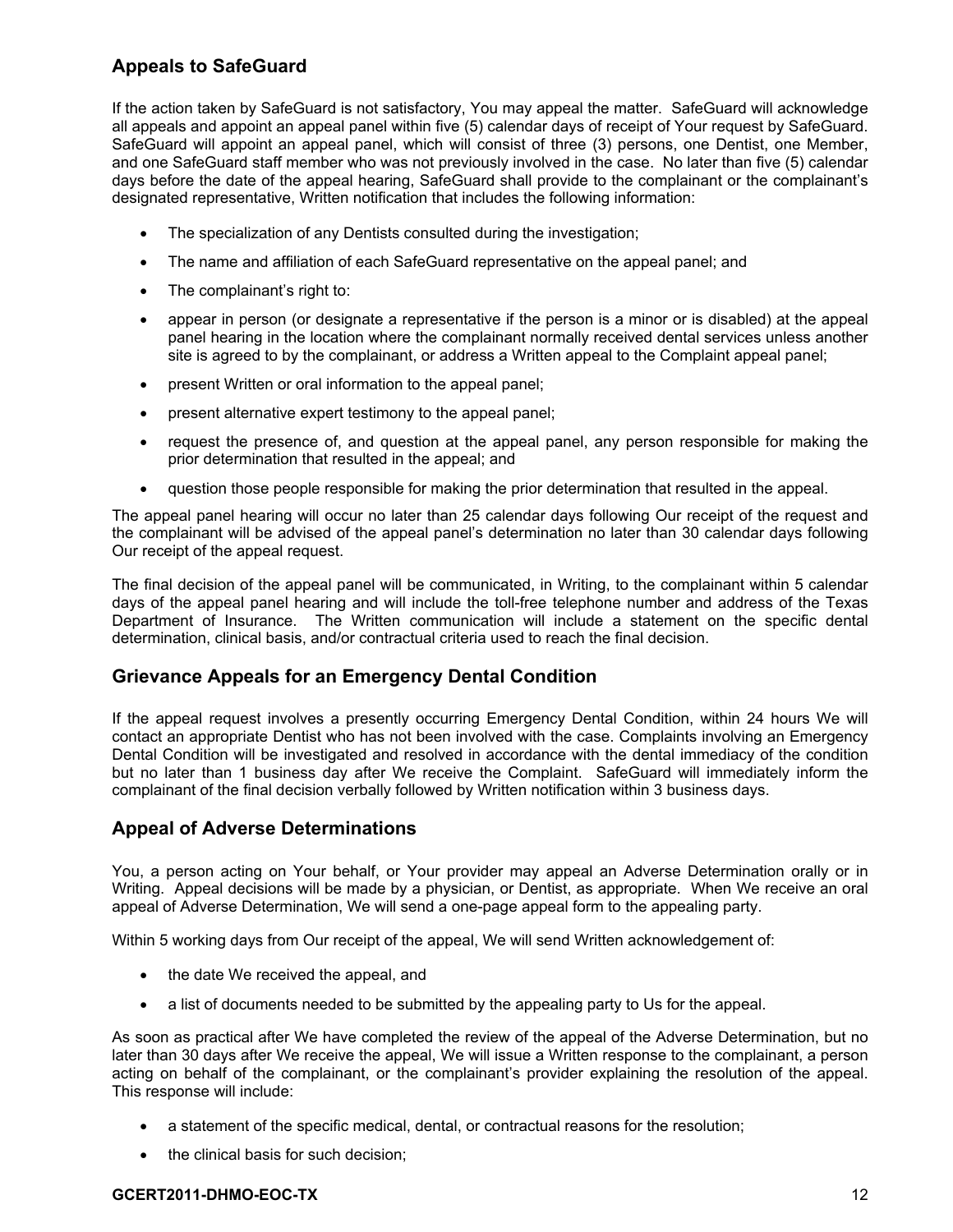## Appeals to SafeGuard

If the action taken by SafeGuard is not satisfactory, You may appeal the matter. SafeGuard will acknowledge all appeals and appoint an appeal panel within five (5) calendar days of receipt of Your request by SafeGuard. SafeGuard will appoint an appeal panel, which will consist of three (3) persons, one Dentist, one Member, and one SafeGuard staff member who was not previously involved in the case. No later than five (5) calendar days before the date of the appeal hearing, SafeGuard shall provide to the complainant or the complainant's designated representative, Written notification that includes the following information:

- The specialization of any Dentists consulted during the investigation;
- The name and affiliation of each SafeGuard representative on the appeal panel; and
- The complainant's right to:
- appear in person (or designate a representative if the person is a minor or is disabled) at the appeal panel hearing in the location where the complainant normally received dental services unless another site is agreed to by the complainant, or address a Written appeal to the Complaint appeal panel;
- present Written or oral information to the appeal panel;
- present alternative expert testimony to the appeal panel;
- request the presence of, and question at the appeal panel, any person responsible for making the prior determination that resulted in the appeal; and
- question those people responsible for making the prior determination that resulted in the appeal.

The appeal panel hearing will occur no later than 25 calendar days following Our receipt of the request and the complainant will be advised of the appeal panel's determination no later than 30 calendar days following Our receipt of the appeal request.

The final decision of the appeal panel will be communicated, in Writing, to the complainant within 5 calendar days of the appeal panel hearing and will include the toll-free telephone number and address of the Texas Department of Insurance. The Written communication will include a statement on the specific dental determination, clinical basis, and/or contractual criteria used to reach the final decision.

## Grievance Appeals for an Emergency Dental Condition

If the appeal request involves a presently occurring Emergency Dental Condition, within 24 hours We will contact an appropriate Dentist who has not been involved with the case. Complaints involving an Emergency Dental Condition will be investigated and resolved in accordance with the dental immediacy of the condition but no later than 1 business day after We receive the Complaint. SafeGuard will immediately inform the complainant of the final decision verbally followed by Written notification within 3 business days.

## Appeal of Adverse Determinations

You, a person acting on Your behalf, or Your provider may appeal an Adverse Determination orally or in Writing. Appeal decisions will be made by a physician, or Dentist, as appropriate. When We receive an oral appeal of Adverse Determination, We will send a one-page appeal form to the appealing party.

Within 5 working days from Our receipt of the appeal, We will send Written acknowledgement of:

- the date We received the appeal, and
- a list of documents needed to be submitted by the appealing party to Us for the appeal.

As soon as practical after We have completed the review of the appeal of the Adverse Determination, but no later than 30 days after We receive the appeal, We will issue a Written response to the complainant, a person acting on behalf of the complainant, or the complainant's provider explaining the resolution of the appeal. This response will include:

- a statement of the specific medical, dental, or contractual reasons for the resolution;
- the clinical basis for such decision;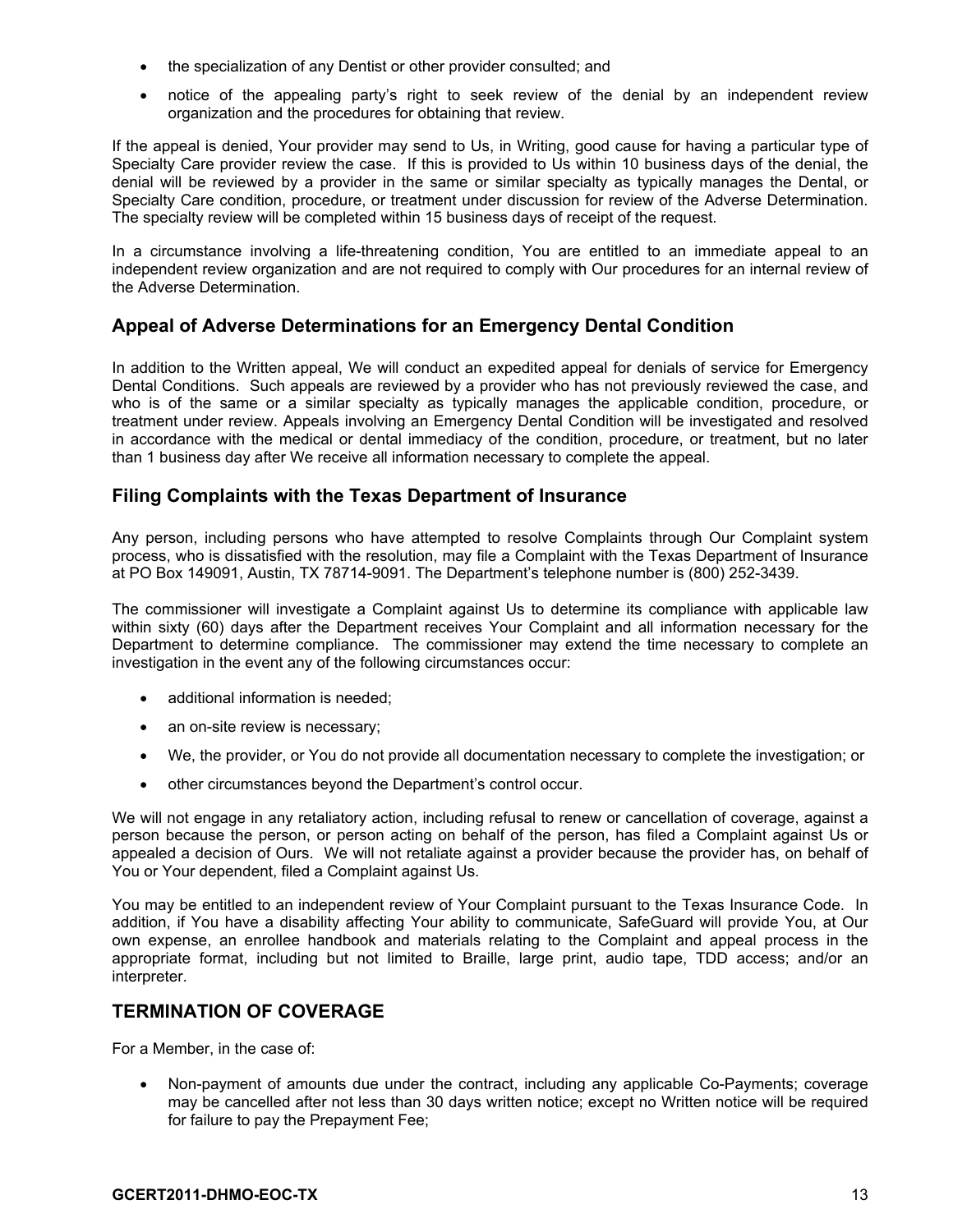- the specialization of any Dentist or other provider consulted; and
- notice of the appealing party's right to seek review of the denial by an independent review organization and the procedures for obtaining that review.

If the appeal is denied, Your provider may send to Us, in Writing, good cause for having a particular type of Specialty Care provider review the case. If this is provided to Us within 10 business days of the denial, the denial will be reviewed by a provider in the same or similar specialty as typically manages the Dental, or Specialty Care condition, procedure, or treatment under discussion for review of the Adverse Determination. The specialty review will be completed within 15 business days of receipt of the request.

In a circumstance involving a life-threatening condition, You are entitled to an immediate appeal to an independent review organization and are not required to comply with Our procedures for an internal review of the Adverse Determination.

## Appeal of Adverse Determinations for an Emergency Dental Condition

In addition to the Written appeal, We will conduct an expedited appeal for denials of service for Emergency Dental Conditions. Such appeals are reviewed by a provider who has not previously reviewed the case, and who is of the same or a similar specialty as typically manages the applicable condition, procedure, or treatment under review. Appeals involving an Emergency Dental Condition will be investigated and resolved in accordance with the medical or dental immediacy of the condition, procedure, or treatment, but no later than 1 business day after We receive all information necessary to complete the appeal.

## Filing Complaints with the Texas Department of Insurance

Any person, including persons who have attempted to resolve Complaints through Our Complaint system process, who is dissatisfied with the resolution, may file a Complaint with the Texas Department of Insurance at PO Box 149091, Austin, TX 78714-9091. The Department's telephone number is (800) 252-3439.

The commissioner will investigate a Complaint against Us to determine its compliance with applicable law within sixty (60) days after the Department receives Your Complaint and all information necessary for the Department to determine compliance. The commissioner may extend the time necessary to complete an investigation in the event any of the following circumstances occur:

- additional information is needed;
- an on-site review is necessary;
- We, the provider, or You do not provide all documentation necessary to complete the investigation; or
- other circumstances beyond the Department's control occur.

We will not engage in any retaliatory action, including refusal to renew or cancellation of coverage, against a person because the person, or person acting on behalf of the person, has filed a Complaint against Us or appealed a decision of Ours. We will not retaliate against a provider because the provider has, on behalf of You or Your dependent, filed a Complaint against Us.

You may be entitled to an independent review of Your Complaint pursuant to the Texas Insurance Code. In addition, if You have a disability affecting Your ability to communicate, SafeGuard will provide You, at Our own expense, an enrollee handbook and materials relating to the Complaint and appeal process in the appropriate format, including but not limited to Braille, large print, audio tape, TDD access; and/or an interpreter.

## TERMINATION OF COVERAGE

For a Member, in the case of:

- Non-payment of amounts due under the contract, including any applicable Co-Payments; coverage may be cancelled after not less than 30 days written notice; except no Written notice will be required for failure to pay the Prepayment Fee;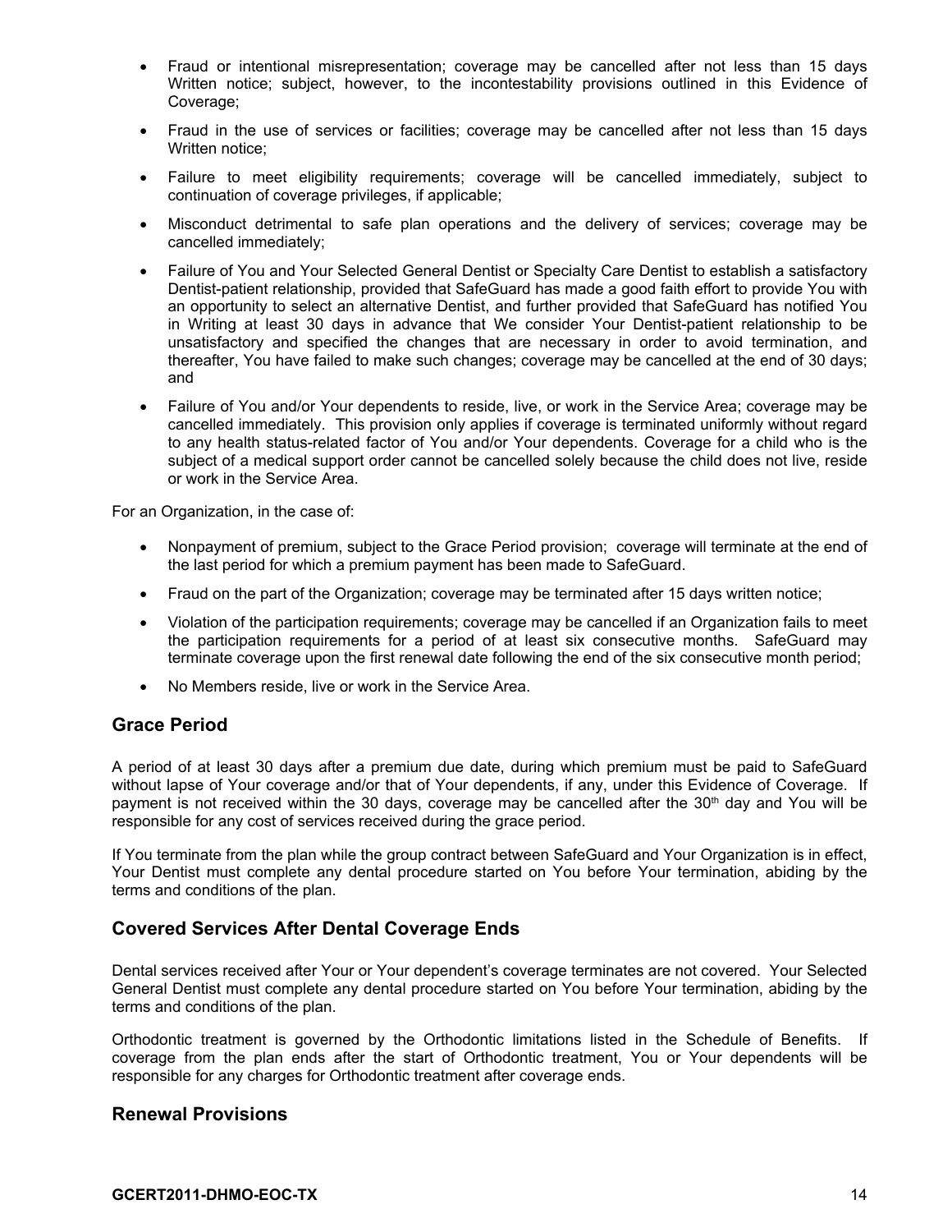- Fraud or intentional misrepresentation; coverage may be cancelled after not less than 15 days Written notice; subject, however, to the incontestability provisions outlined in this Evidence of Coverage;
- Fraud in the use of services or facilities; coverage may be cancelled after not less than 15 days Written notice;
- Failure to meet eligibility requirements; coverage will be cancelled immediately, subject to continuation of coverage privileges, if applicable;
- Misconduct detrimental to safe plan operations and the delivery of services; coverage may be cancelled immediately;
- Failure of You and Your Selected General Dentist or Specialty Care Dentist to establish a satisfactory Dentist-patient relationship, provided that SafeGuard has made a good faith effort to provide You with an opportunity to select an alternative Dentist, and further provided that SafeGuard has notified You in Writing at least 30 days in advance that We consider Your Dentist-patient relationship to be unsatisfactory and specified the changes that are necessary in order to avoid termination, and thereafter, You have failed to make such changes; coverage may be cancelled at the end of 30 days; and
- Failure of You and/or Your dependents to reside, live, or work in the Service Area; coverage may be cancelled immediately. This provision only applies if coverage is terminated uniformly without regard to any health status-related factor of You and/or Your dependents. Coverage for a child who is the subject of a medical support order cannot be cancelled solely because the child does not live, reside or work in the Service Area.

For an Organization, in the case of:

- Nonpayment of premium, subject to the Grace Period provision; coverage will terminate at the end of the last period for which a premium payment has been made to SafeGuard.
- Fraud on the part of the Organization; coverage may be terminated after 15 days written notice;
- Violation of the participation requirements; coverage may be cancelled if an Organization fails to meet the participation requirements for a period of at least six consecutive months. SafeGuard may terminate coverage upon the first renewal date following the end of the six consecutive month period;
- No Members reside, live or work in the Service Area.

## Grace Period

A period of at least 30 days after a premium due date, during which premium must be paid to SafeGuard without lapse of Your coverage and/or that of Your dependents, if any, under this Evidence of Coverage. If payment is not received within the 30 days, coverage may be cancelled after the 30th day and You will be responsible for any cost of services received during the grace period.

If You terminate from the plan while the group contract between SafeGuard and Your Organization is in effect, Your Dentist must complete any dental procedure started on You before Your termination, abiding by the terms and conditions of the plan.

## Covered Services After Dental Coverage Ends

Dental services received after Your or Your dependent's coverage terminates are not covered. Your Selected General Dentist must complete any dental procedure started on You before Your termination, abiding by the terms and conditions of the plan.

Orthodontic treatment is governed by the Orthodontic limitations listed in the Schedule of Benefits. If coverage from the plan ends after the start of Orthodontic treatment, You or Your dependents will be responsible for any charges for Orthodontic treatment after coverage ends.

## Renewal Provisions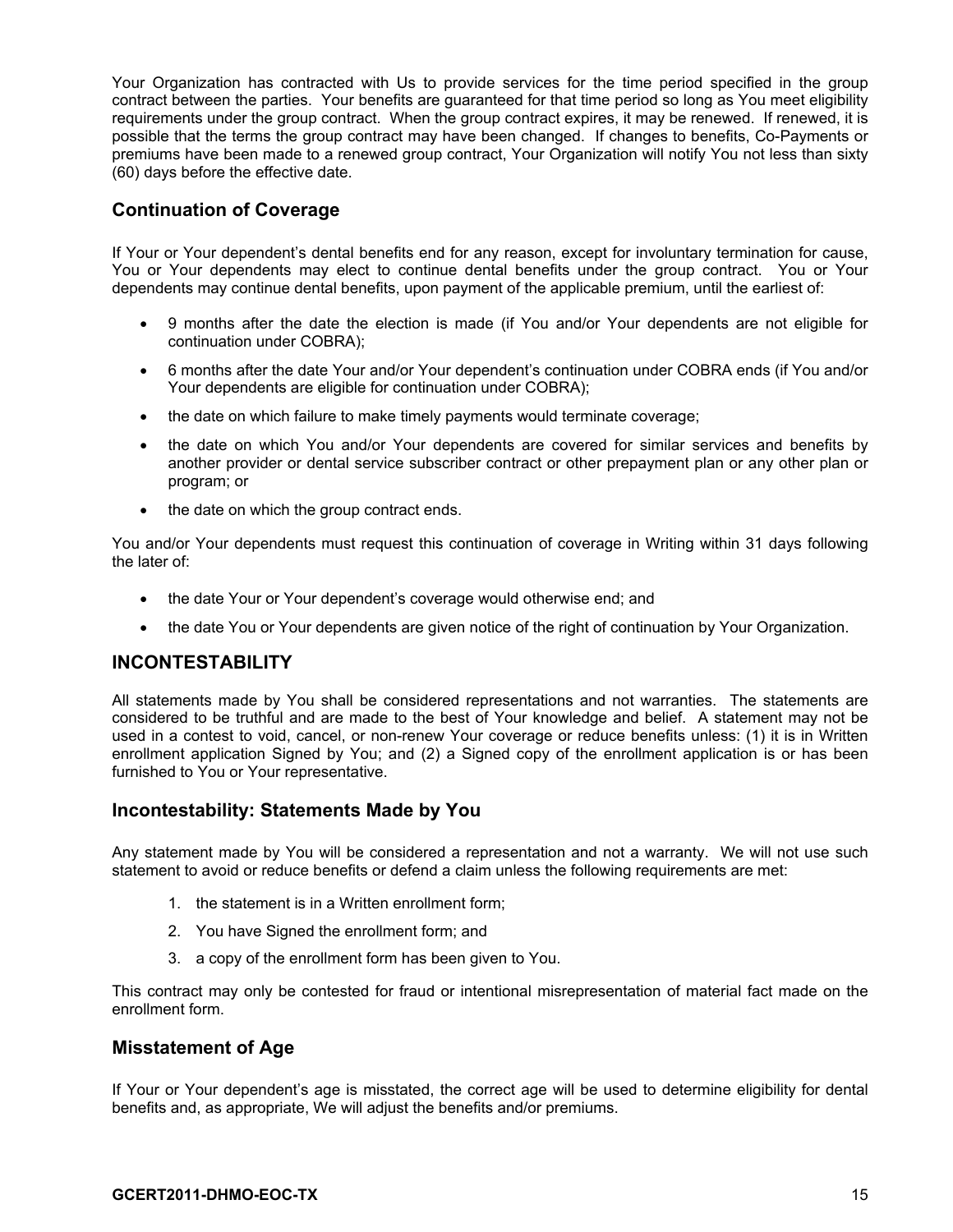Your Organization has contracted with Us to provide services for the time period specified in the group contract between the parties. Your benefits are guaranteed for that time period so long as You meet eligibility requirements under the group contract. When the group contract expires, it may be renewed. If renewed, it is possible that the terms the group contract may have been changed. If changes to benefits, Co-Payments or premiums have been made to a renewed group contract, Your Organization will notify You not less than sixty (60) days before the effective date.

### Continuation of Coverage

If Your or Your dependent's dental benefits end for any reason, except for involuntary termination for cause, You or Your dependents may elect to continue dental benefits under the group contract. You or Your dependents may continue dental benefits, upon payment of the applicable premium, until the earliest of:

- 9 months after the date the election is made (if You and/or Your dependents are not eligible for continuation under COBRA);
- 6 months after the date Your and/or Your dependent's continuation under COBRA ends (if You and/or Your dependents are eligible for continuation under COBRA);
- the date on which failure to make timely payments would terminate coverage;
- the date on which You and/or Your dependents are covered for similar services and benefits by another provider or dental service subscriber contract or other prepayment plan or any other plan or program; or
- the date on which the group contract ends.

You and/or Your dependents must request this continuation of coverage in Writing within 31 days following the later of:

- the date Your or Your dependent's coverage would otherwise end; and
- the date You or Your dependents are given notice of the right of continuation by Your Organization.

## INCONTESTABILITY

All statements made by You shall be considered representations and not warranties. The statements are considered to be truthful and are made to the best of Your knowledge and belief. A statement may not be used in a contest to void, cancel, or non-renew Your coverage or reduce benefits unless: (1) it is in Written enrollment application Signed by You; and (2) a Signed copy of the enrollment application is or has been furnished to You or Your representative.

### Incontestability: Statements Made by You

Any statement made by You will be considered a representation and not a warranty. We will not use such statement to avoid or reduce benefits or defend a claim unless the following requirements are met:

1. the statement is in a Written enrollment form;
2. You have Signed the enrollment form; and
3. a copy of the enrollment form has been given to You.

This contract may only be contested for fraud or intentional misrepresentation of material fact made on the enrollment form.

### Misstatement of Age

If Your or Your dependent's age is misstated, the correct age will be used to determine eligibility for dental benefits and, as appropriate, We will adjust the benefits and/or premiums.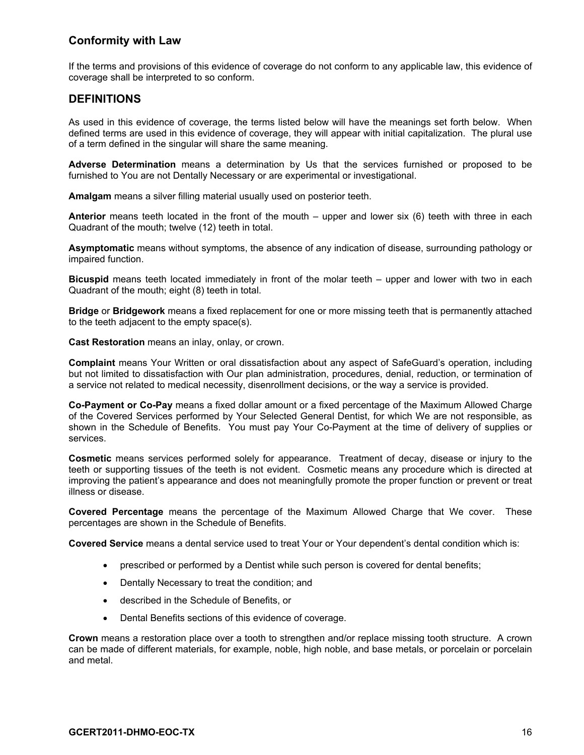## Conformity with Law

If the terms and provisions of this evidence of coverage do not conform to any applicable law, this evidence of coverage shall be interpreted to so conform.

## DEFINITIONS

As used in this evidence of coverage, the terms listed below will have the meanings set forth below. When defined terms are used in this evidence of coverage, they will appear with initial capitalization. The plural use of a term defined in the singular will share the same meaning.

**Adverse Determination** means a determination by Us that the services furnished or proposed to be furnished to You are not Dentally Necessary or are experimental or investigational.

**Amalgam** means a silver filling material usually used on posterior teeth.

**Anterior** means teeth located in the front of the mouth – upper and lower six (6) teeth with three in each Quadrant of the mouth; twelve (12) teeth in total.

**Asymptomatic** means without symptoms, the absence of any indication of disease, surrounding pathology or impaired function.

**Bicuspid** means teeth located immediately in front of the molar teeth – upper and lower with two in each Quadrant of the mouth; eight (8) teeth in total.

**Bridge** or **Bridgework** means a fixed replacement for one or more missing teeth that is permanently attached to the teeth adjacent to the empty space(s).

**Cast Restoration** means an inlay, onlay, or crown.

**Complaint** means Your Written or oral dissatisfaction about any aspect of SafeGuard's operation, including but not limited to dissatisfaction with Our plan administration, procedures, denial, reduction, or termination of a service not related to medical necessity, disenrollment decisions, or the way a service is provided.

**Co-Payment or Co-Pay** means a fixed dollar amount or a fixed percentage of the Maximum Allowed Charge of the Covered Services performed by Your Selected General Dentist, for which We are not responsible, as shown in the Schedule of Benefits. You must pay Your Co-Payment at the time of delivery of supplies or services.

**Cosmetic** means services performed solely for appearance. Treatment of decay, disease or injury to the teeth or supporting tissues of the teeth is not evident. Cosmetic means any procedure which is directed at improving the patient's appearance and does not meaningfully promote the proper function or prevent or treat illness or disease.

**Covered Percentage** means the percentage of the Maximum Allowed Charge that We cover. These percentages are shown in the Schedule of Benefits.

**Covered Service** means a dental service used to treat Your or Your dependent's dental condition which is:

- prescribed or performed by a Dentist while such person is covered for dental benefits;
- Dentally Necessary to treat the condition; and
- described in the Schedule of Benefits, or
- Dental Benefits sections of this evidence of coverage.

**Crown** means a restoration place over a tooth to strengthen and/or replace missing tooth structure. A crown can be made of different materials, for example, noble, high noble, and base metals, or porcelain or porcelain and metal.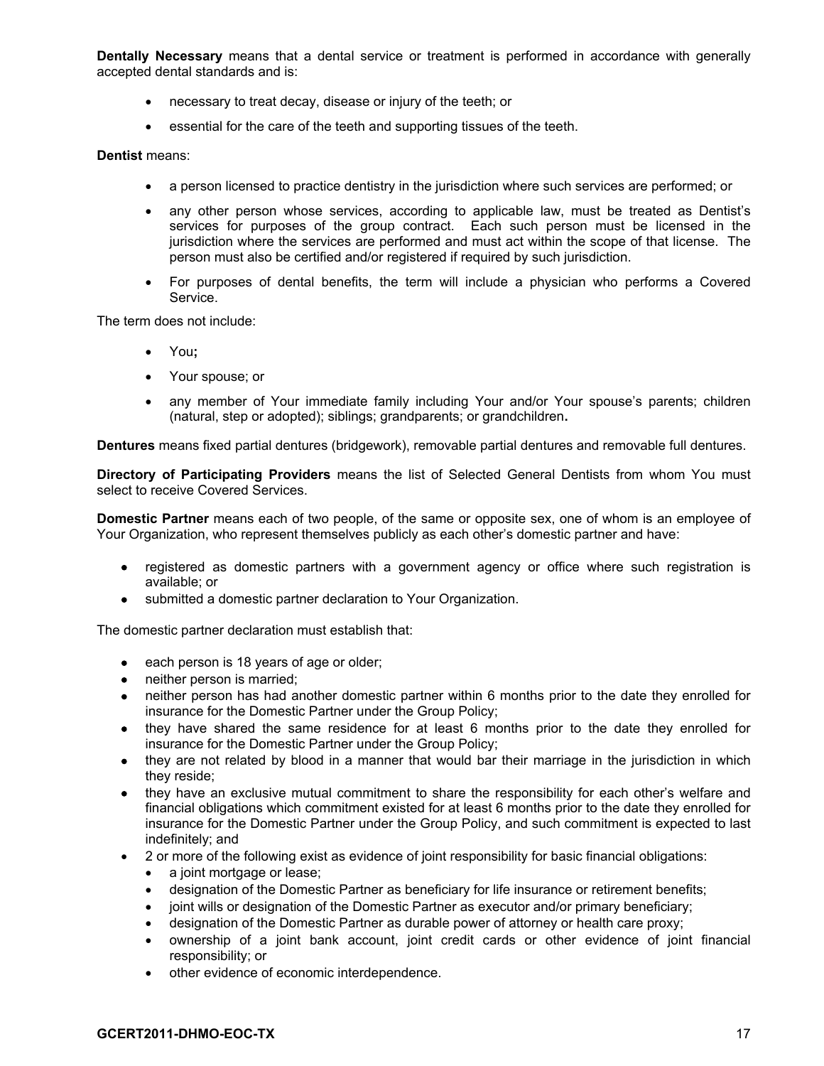**Dentally Necessary** means that a dental service or treatment is performed in accordance with generally accepted dental standards and is:

- necessary to treat decay, disease or injury of the teeth; or
- essential for the care of the teeth and supporting tissues of the teeth.

**Dentist** means:

- a person licensed to practice dentistry in the jurisdiction where such services are performed; or
- any other person whose services, according to applicable law, must be treated as Dentist's services for purposes of the group contract. Each such person must be licensed in the jurisdiction where the services are performed and must act within the scope of that license. The person must also be certified and/or registered if required by such jurisdiction.
- For purposes of dental benefits, the term will include a physician who performs a Covered Service.

The term does not include:

- You**;**
- Your spouse; or
- any member of Your immediate family including Your and/or Your spouse's parents; children (natural, step or adopted); siblings; grandparents; or grandchildren**.**

**Dentures** means fixed partial dentures (bridgework), removable partial dentures and removable full dentures.

**Directory of Participating Providers** means the list of Selected General Dentists from whom You must select to receive Covered Services.

**Domestic Partner** means each of two people, of the same or opposite sex, one of whom is an employee of Your Organization, who represent themselves publicly as each other's domestic partner and have:

- registered as domestic partners with a government agency or office where such registration is available; or
- submitted a domestic partner declaration to Your Organization.

The domestic partner declaration must establish that:

- each person is 18 years of age or older;
- neither person is married;
- neither person has had another domestic partner within 6 months prior to the date they enrolled for insurance for the Domestic Partner under the Group Policy;
- they have shared the same residence for at least 6 months prior to the date they enrolled for insurance for the Domestic Partner under the Group Policy;
- they are not related by blood in a manner that would bar their marriage in the jurisdiction in which they reside;
- they have an exclusive mutual commitment to share the responsibility for each other's welfare and financial obligations which commitment existed for at least 6 months prior to the date they enrolled for insurance for the Domestic Partner under the Group Policy, and such commitment is expected to last indefinitely; and
- 2 or more of the following exist as evidence of joint responsibility for basic financial obligations:
  - a joint mortgage or lease;
  - designation of the Domestic Partner as beneficiary for life insurance or retirement benefits;
  - joint wills or designation of the Domestic Partner as executor and/or primary beneficiary;
  - designation of the Domestic Partner as durable power of attorney or health care proxy;
  - ownership of a joint bank account, joint credit cards or other evidence of joint financial responsibility; or
  - other evidence of economic interdependence.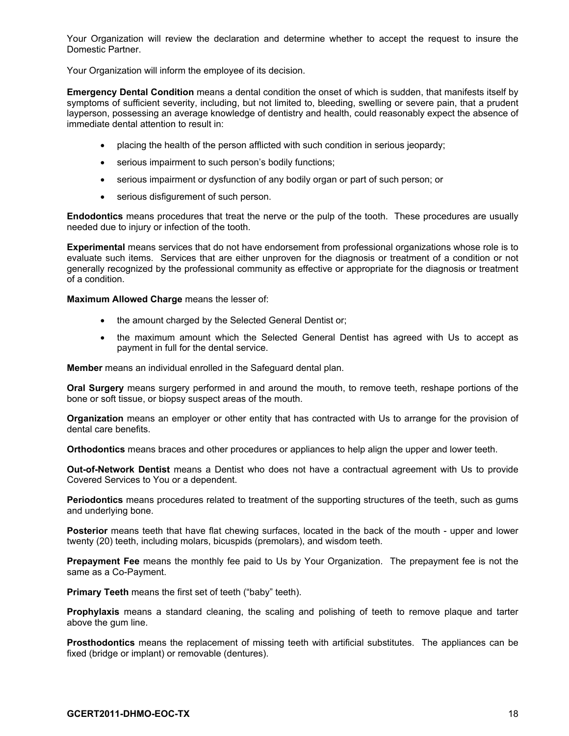Your Organization will review the declaration and determine whether to accept the request to insure the Domestic Partner.

Your Organization will inform the employee of its decision.

**Emergency Dental Condition** means a dental condition the onset of which is sudden, that manifests itself by symptoms of sufficient severity, including, but not limited to, bleeding, swelling or severe pain, that a prudent layperson, possessing an average knowledge of dentistry and health, could reasonably expect the absence of immediate dental attention to result in:

- placing the health of the person afflicted with such condition in serious jeopardy;
- serious impairment to such person's bodily functions;
- serious impairment or dysfunction of any bodily organ or part of such person; or
- serious disfigurement of such person.

**Endodontics** means procedures that treat the nerve or the pulp of the tooth. These procedures are usually needed due to injury or infection of the tooth.

**Experimental** means services that do not have endorsement from professional organizations whose role is to evaluate such items. Services that are either unproven for the diagnosis or treatment of a condition or not generally recognized by the professional community as effective or appropriate for the diagnosis or treatment of a condition.

**Maximum Allowed Charge** means the lesser of:

- the amount charged by the Selected General Dentist or;
- the maximum amount which the Selected General Dentist has agreed with Us to accept as payment in full for the dental service.

**Member** means an individual enrolled in the Safeguard dental plan.

**Oral Surgery** means surgery performed in and around the mouth, to remove teeth, reshape portions of the bone or soft tissue, or biopsy suspect areas of the mouth.

**Organization** means an employer or other entity that has contracted with Us to arrange for the provision of dental care benefits.

**Orthodontics** means braces and other procedures or appliances to help align the upper and lower teeth.

**Out-of-Network Dentist** means a Dentist who does not have a contractual agreement with Us to provide Covered Services to You or a dependent.

**Periodontics** means procedures related to treatment of the supporting structures of the teeth, such as gums and underlying bone.

**Posterior** means teeth that have flat chewing surfaces, located in the back of the mouth - upper and lower twenty (20) teeth, including molars, bicuspids (premolars), and wisdom teeth.

**Prepayment Fee** means the monthly fee paid to Us by Your Organization. The prepayment fee is not the same as a Co-Payment.

**Primary Teeth** means the first set of teeth ("baby" teeth).

**Prophylaxis** means a standard cleaning, the scaling and polishing of teeth to remove plaque and tarter above the gum line.

**Prosthodontics** means the replacement of missing teeth with artificial substitutes. The appliances can be fixed (bridge or implant) or removable (dentures).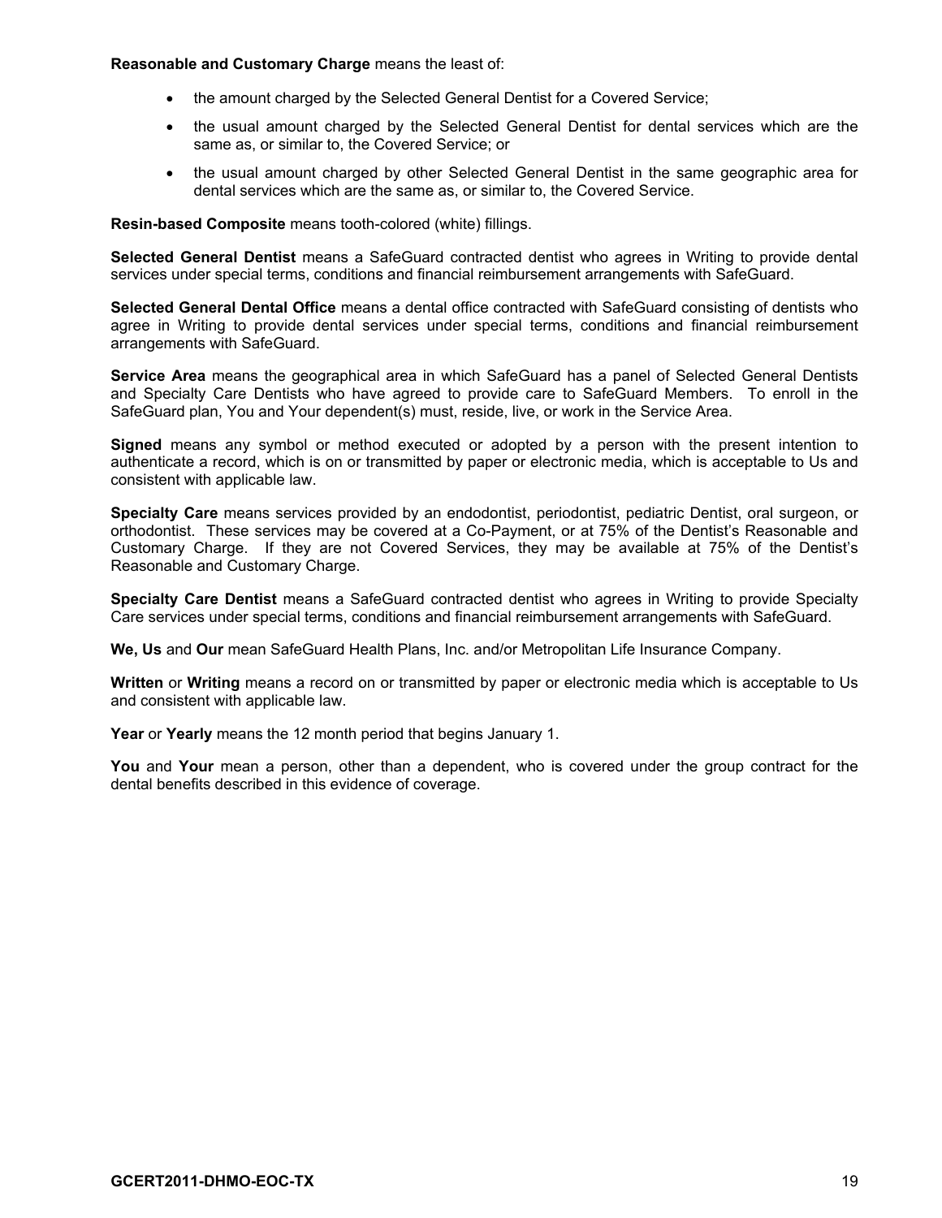**Reasonable and Customary Charge** means the least of:

- the amount charged by the Selected General Dentist for a Covered Service;
- the usual amount charged by the Selected General Dentist for dental services which are the same as, or similar to, the Covered Service; or
- the usual amount charged by other Selected General Dentist in the same geographic area for dental services which are the same as, or similar to, the Covered Service.

**Resin-based Composite** means tooth-colored (white) fillings.

**Selected General Dentist** means a SafeGuard contracted dentist who agrees in Writing to provide dental services under special terms, conditions and financial reimbursement arrangements with SafeGuard.

**Selected General Dental Office** means a dental office contracted with SafeGuard consisting of dentists who agree in Writing to provide dental services under special terms, conditions and financial reimbursement arrangements with SafeGuard.

**Service Area** means the geographical area in which SafeGuard has a panel of Selected General Dentists and Specialty Care Dentists who have agreed to provide care to SafeGuard Members. To enroll in the SafeGuard plan, You and Your dependent(s) must, reside, live, or work in the Service Area.

**Signed** means any symbol or method executed or adopted by a person with the present intention to authenticate a record, which is on or transmitted by paper or electronic media, which is acceptable to Us and consistent with applicable law.

**Specialty Care** means services provided by an endodontist, periodontist, pediatric Dentist, oral surgeon, or orthodontist. These services may be covered at a Co-Payment, or at 75% of the Dentist's Reasonable and Customary Charge. If they are not Covered Services, they may be available at 75% of the Dentist's Reasonable and Customary Charge.

**Specialty Care Dentist** means a SafeGuard contracted dentist who agrees in Writing to provide Specialty Care services under special terms, conditions and financial reimbursement arrangements with SafeGuard.

**We, Us** and **Our** mean SafeGuard Health Plans, Inc. and/or Metropolitan Life Insurance Company.

**Written** or **Writing** means a record on or transmitted by paper or electronic media which is acceptable to Us and consistent with applicable law.

**Year** or **Yearly** means the 12 month period that begins January 1.

**You** and **Your** mean a person, other than a dependent, who is covered under the group contract for the dental benefits described in this evidence of coverage.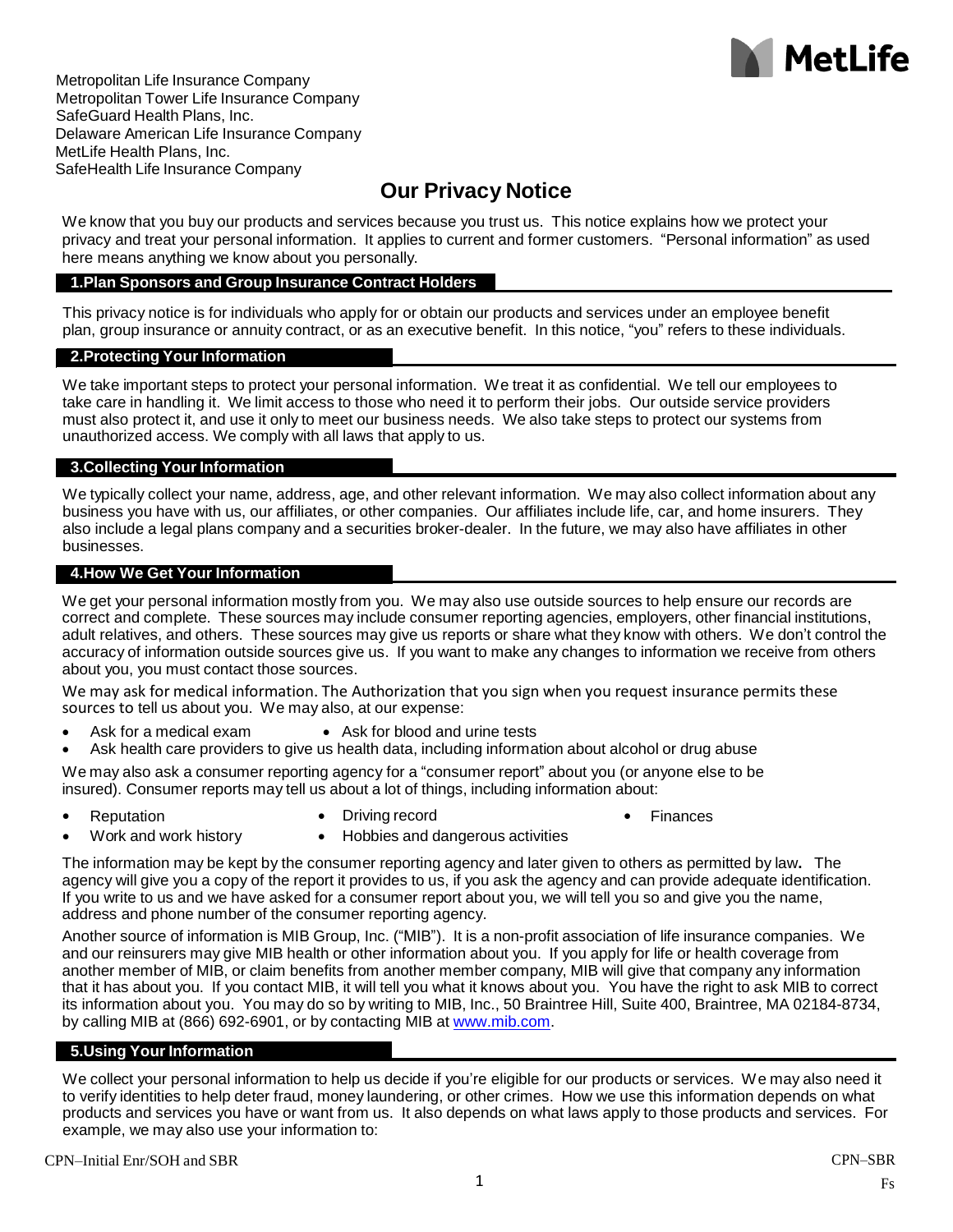Metropolitan Life Insurance Company
Metropolitan Tower Life Insurance Company
SafeGuard Health Plans, Inc.
Delaware American Life Insurance Company
MetLife Health Plans, Inc.
SafeHealth Life Insurance Company

# Our Privacy Notice

We know that you buy our products and services because you trust us. This notice explains how we protect your privacy and treat your personal information. It applies to current and former customers. "Personal information" as used here means anything we know about you personally.

## 1.Plan Sponsors and Group Insurance Contract Holders

This privacy notice is for individuals who apply for or obtain our products and services under an employee benefit plan, group insurance or annuity contract, or as an executive benefit. In this notice, "you" refers to these individuals.

## 2.Protecting Your Information

We take important steps to protect your personal information. We treat it as confidential. We tell our employees to take care in handling it. We limit access to those who need it to perform their jobs. Our outside service providers must also protect it, and use it only to meet our business needs. We also take steps to protect our systems from unauthorized access. We comply with all laws that apply to us.

## 3.Collecting Your Information

We typically collect your name, address, age, and other relevant information. We may also collect information about any business you have with us, our affiliates, or other companies. Our affiliates include life, car, and home insurers. They also include a legal plans company and a securities broker-dealer. In the future, we may also have affiliates in other businesses.

## 4.How We Get Your Information

We get your personal information mostly from you. We may also use outside sources to help ensure our records are correct and complete. These sources may include consumer reporting agencies, employers, other financial institutions, adult relatives, and others. These sources may give us reports or share what they know with others. We don't control the accuracy of information outside sources give us. If you want to make any changes to information we receive from others about you, you must contact those sources.

We may ask for medical information. The Authorization that you sign when you request insurance permits these sources to tell us about you. We may also, at our expense:

- Ask for a medical exam
- Ask for blood and urine tests
- Ask health care providers to give us health data, including information about alcohol or drug abuse

We may also ask a consumer reporting agency for a "consumer report" about you (or anyone else to be insured). Consumer reports may tell us about a lot of things, including information about:

- Reputation
- Driving record
- Finances
- Work and work history
- Hobbies and dangerous activities

The information may be kept by the consumer reporting agency and later given to others as permitted by law**.** The agency will give you a copy of the report it provides to us, if you ask the agency and can provide adequate identification. If you write to us and we have asked for a consumer report about you, we will tell you so and give you the name, address and phone number of the consumer reporting agency.

Another source of information is MIB Group, Inc. ("MIB"). It is a non-profit association of life insurance companies. We and our reinsurers may give MIB health or other information about you. If you apply for life or health coverage from another member of MIB, or claim benefits from another member company, MIB will give that company any information that it has about you. If you contact MIB, it will tell you what it knows about you. You have the right to ask MIB to correct its information about you. You may do so by writing to MIB, Inc., 50 Braintree Hill, Suite 400, Braintree, MA 02184-8734, by calling MIB at (866) 692-6901, or by contacting MIB at www.mib.com.

## 5.Using Your Information

We collect your personal information to help us decide if you're eligible for our products or services. We may also need it to verify identities to help deter fraud, money laundering, or other crimes. How we use this information depends on what products and services you have or want from us. It also depends on what laws apply to those products and services. For example, we may also use your information to:

CPN–Initial Enr/SOH and SBR

CPN–SBR
Fs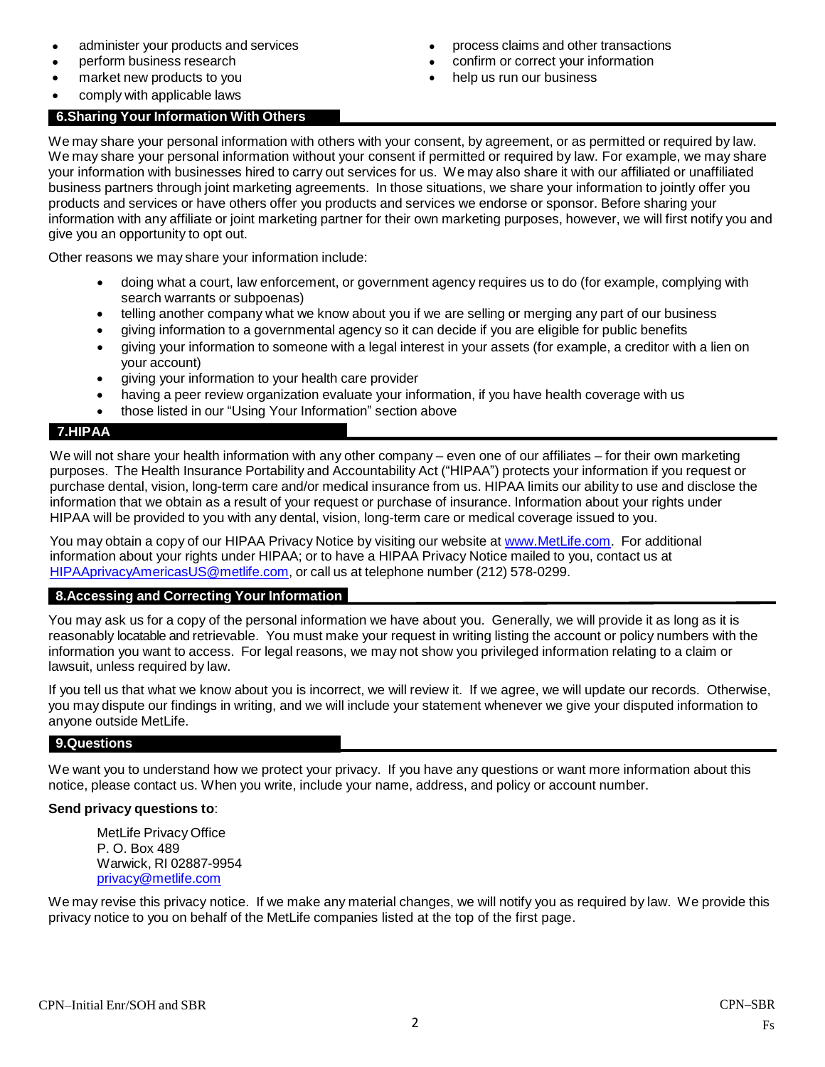- administer your products and services
- perform business research
- market new products to you
- comply with applicable laws
- process claims and other transactions
- confirm or correct your information
- help us run our business

## 6.Sharing Your Information With Others

We may share your personal information with others with your consent, by agreement, or as permitted or required by law. We may share your personal information without your consent if permitted or required by law. For example, we may share your information with businesses hired to carry out services for us. We may also share it with our affiliated or unaffiliated business partners through joint marketing agreements. In those situations, we share your information to jointly offer you products and services or have others offer you products and services we endorse or sponsor. Before sharing your information with any affiliate or joint marketing partner for their own marketing purposes, however, we will first notify you and give you an opportunity to opt out.

Other reasons we may share your information include:

- doing what a court, law enforcement, or government agency requires us to do (for example, complying with search warrants or subpoenas)
- telling another company what we know about you if we are selling or merging any part of our business
- giving information to a governmental agency so it can decide if you are eligible for public benefits
- giving your information to someone with a legal interest in your assets (for example, a creditor with a lien on your account)
- giving your information to your health care provider
- having a peer review organization evaluate your information, if you have health coverage with us
- those listed in our "Using Your Information" section above

## 7.HIPAA

We will not share your health information with any other company – even one of our affiliates – for their own marketing purposes. The Health Insurance Portability and Accountability Act ("HIPAA") protects your information if you request or purchase dental, vision, long-term care and/or medical insurance from us. HIPAA limits our ability to use and disclose the information that we obtain as a result of your request or purchase of insurance. Information about your rights under HIPAA will be provided to you with any dental, vision, long-term care or medical coverage issued to you.

You may obtain a copy of our HIPAA Privacy Notice by visiting our website at www.MetLife.com. For additional information about your rights under HIPAA; or to have a HIPAA Privacy Notice mailed to you, contact us at HIPAAprivacyAmericasUS@metlife.com, or call us at telephone number (212) 578-0299.

## 8.Accessing and Correcting Your Information

You may ask us for a copy of the personal information we have about you. Generally, we will provide it as long as it is reasonably locatable and retrievable. You must make your request in writing listing the account or policy numbers with the information you want to access. For legal reasons, we may not show you privileged information relating to a claim or lawsuit, unless required by law.

If you tell us that what we know about you is incorrect, we will review it. If we agree, we will update our records. Otherwise, you may dispute our findings in writing, and we will include your statement whenever we give your disputed information to anyone outside MetLife.

## 9.Questions

We want you to understand how we protect your privacy. If you have any questions or want more information about this notice, please contact us. When you write, include your name, address, and policy or account number.

**Send privacy questions to**:

MetLife Privacy Office
P. O. Box 489
Warwick, RI 02887-9954
privacy@metlife.com

We may revise this privacy notice. If we make any material changes, we will notify you as required by law. We provide this privacy notice to you on behalf of the MetLife companies listed at the top of the first page.

CPN–Initial Enr/SOH and SBR

CPN–SBR
Fs